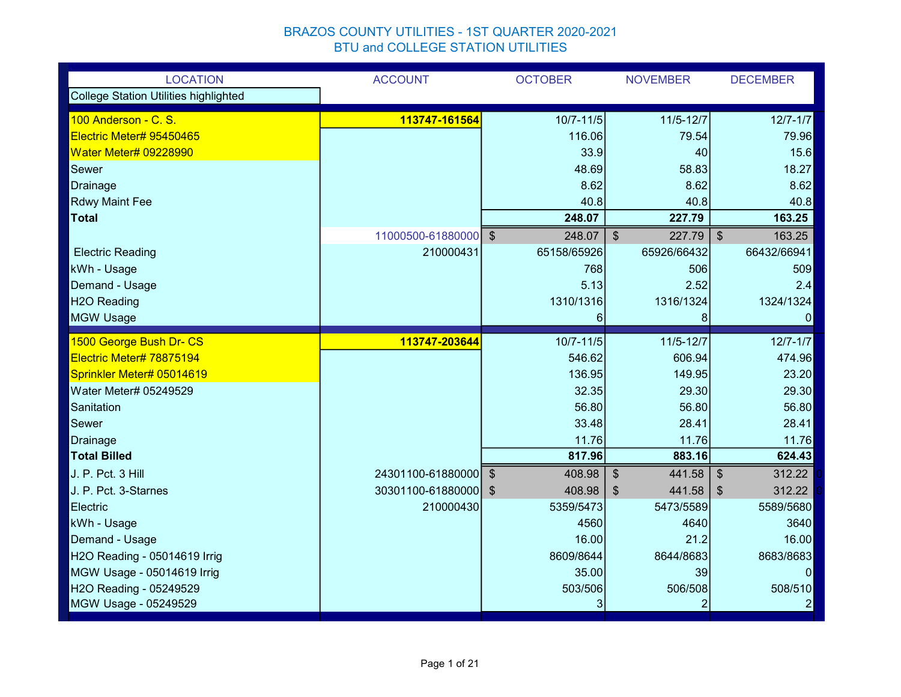# BRAZOS COUNTY UTILITIES - 1ST QUARTER 2020-2021
## BTU and COLLEGE STATION UTILITIES

| LOCATION | ACCOUNT | OCTOBER | NOVEMBER | DECEMBER |
|---|---|---|---|---|
| College Station Utilities highlighted | | | | |
| 100 Anderson - C. S. | **113747-161564** | 10/7-11/5 | 11/5-12/7 | 12/7-1/7 |
| Electric Meter# 95450465 | | 116.06 | 79.54 | 79.96 |
| Water Meter# 09228990 | | 33.9 | 40 | 15.6 |
| Sewer | | 48.69 | 58.83 | 18.27 |
| Drainage | | 8.62 | 8.62 | 8.62 |
| Rdwy Maint Fee | | 40.8 | 40.8 | 40.8 |
| **Total** | | **248.07** | **227.79** | **163.25** |
| | 11000500-61880000 | $ 248.07 | $ 227.79 | $ 163.25 |
| Electric Reading | 210000431 | 65158/65926 | 65926/66432 | 66432/66941 |
| kWh - Usage | | 768 | 506 | 509 |
| Demand - Usage | | 5.13 | 2.52 | 2.4 |
| H2O Reading | | 1310/1316 | 1316/1324 | 1324/1324 |
| MGW Usage | | 6 | 8 | 0 |
| 1500 George Bush Dr- CS | **113747-203644** | 10/7-11/5 | 11/5-12/7 | 12/7-1/7 |
| Electric Meter# 78875194 | | 546.62 | 606.94 | 474.96 |
| Sprinkler Meter# 05014619 | | 136.95 | 149.95 | 23.20 |
| Water Meter# 05249529 | | 32.35 | 29.30 | 29.30 |
| Sanitation | | 56.80 | 56.80 | 56.80 |
| Sewer | | 33.48 | 28.41 | 28.41 |
| Drainage | | 11.76 | 11.76 | 11.76 |
| **Total Billed** | | **817.96** | **883.16** | **624.43** |
| J. P. Pct. 3 Hill | 24301100-61880000 | $ 408.98 | $ 441.58 | $ 312.22 |
| J. P. Pct. 3-Starnes | 30301100-61880000 | $ 408.98 | $ 441.58 | $ 312.22 |
| Electric | 210000430 | 5359/5473 | 5473/5589 | 5589/5680 |
| kWh - Usage | | 4560 | 4640 | 3640 |
| Demand - Usage | | 16.00 | 21.2 | 16.00 |
| H2O Reading - 05014619 Irrig | | 8609/8644 | 8644/8683 | 8683/8683 |
| MGW Usage - 05014619 Irrig | | 35.00 | 39 | 0 |
| H2O Reading - 05249529 | | 503/506 | 506/508 | 508/510 |
| MGW Usage - 05249529 | | 3 | 2 | 2 |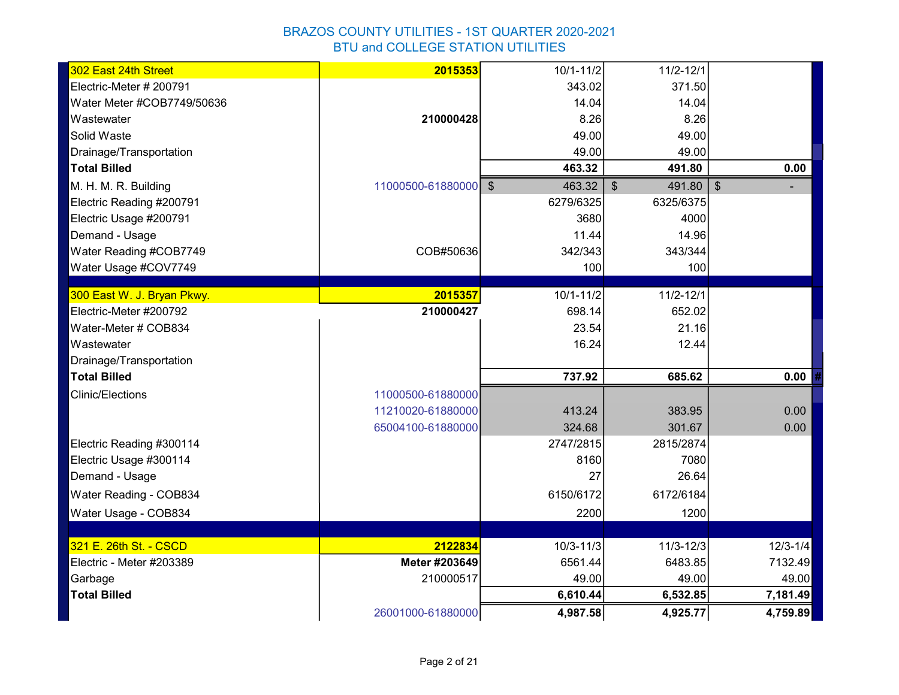# BRAZOS COUNTY UTILITIES - 1ST QUARTER 2020-2021
## BTU and COLLEGE STATION UTILITIES

| | | | | |
|---|---|---|---|---|
| **302 East 24th Street** | **2015353** | 10/1-11/2 | 11/2-12/1 | |
| Electric-Meter # 200791 | | 343.02 | 371.50 | |
| Water Meter #COB7749/50636 | | 14.04 | 14.04 | |
| Wastewater | **210000428** | 8.26 | 8.26 | |
| Solid Waste | | 49.00 | 49.00 | |
| Drainage/Transportation | | 49.00 | 49.00 | |
| **Total Billed** | | **463.32** | **491.80** | **0.00** |
| M. H. M. R. Building | 11000500-61880000 | $ 463.32 | $ 491.80 | $ - |
| Electric Reading #200791 | | 6279/6325 | 6325/6375 | |
| Electric Usage #200791 | | 3680 | 4000 | |
| Demand - Usage | | 11.44 | 14.96 | |
| Water Reading #COB7749 | COB#50636 | 342/343 | 343/344 | |
| Water Usage #COV7749 | | 100 | 100 | |
| | | | | |
| **300 East W. J. Bryan Pkwy.** | **2015357** | 10/1-11/2 | 11/2-12/1 | |
| Electric-Meter #200792 | **210000427** | 698.14 | 652.02 | |
| Water-Meter # COB834 | | 23.54 | 21.16 | |
| Wastewater | | 16.24 | 12.44 | |
| Drainage/Transportation | | | | |
| **Total Billed** | | **737.92** | **685.62** | **0.00** |
| Clinic/Elections | 11000500-61880000 | | | |
| | 11210020-61880000 | 413.24 | 383.95 | 0.00 |
| | 65004100-61880000 | 324.68 | 301.67 | 0.00 |
| Electric Reading #300114 | | 2747/2815 | 2815/2874 | |
| Electric Usage #300114 | | 8160 | 7080 | |
| Demand - Usage | | 27 | 26.64 | |
| Water Reading - COB834 | | 6150/6172 | 6172/6184 | |
| Water Usage - COB834 | | 2200 | 1200 | |
| | | | | |
| **321 E. 26th St. - CSCD** | **2122834** | 10/3-11/3 | 11/3-12/3 | 12/3-1/4 |
| Electric - Meter #203389 | **Meter #203649** | 6561.44 | 6483.85 | 7132.49 |
| Garbage | 210000517 | 49.00 | 49.00 | 49.00 |
| **Total Billed** | | **6,610.44** | **6,532.85** | **7,181.49** |
| | 26001000-61880000 | **4,987.58** | **4,925.77** | **4,759.89** |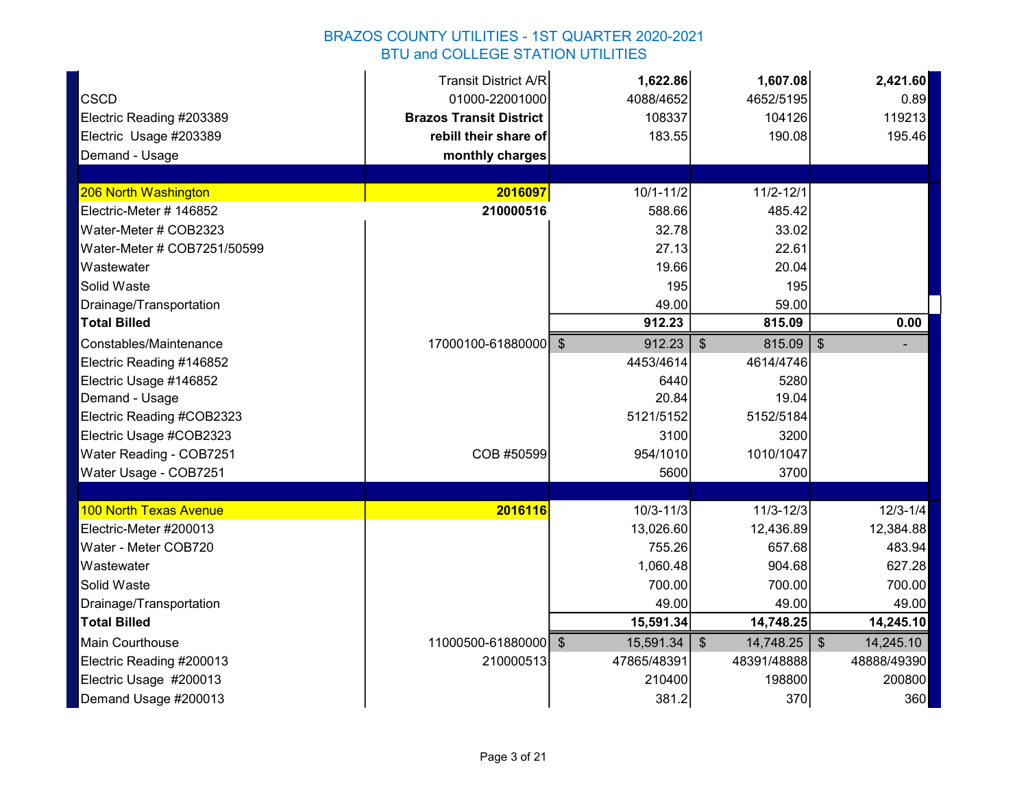# BRAZOS COUNTY UTILITIES - 1ST QUARTER 2020-2021
## BTU and COLLEGE STATION UTILITIES

| | | | | |
|---|---|---|---|---|
| | Transit District A/R | **1,622.86** | **1,607.08** | **2,421.60** |
| CSCD | 01000-22001000 | 4088/4652 | 4652/5195 | 0.89 |
| Electric Reading #203389 | **Brazos Transit District** | 108337 | 104126 | 119213 |
| Electric Usage #203389 | **rebill their share of** | 183.55 | 190.08 | 195.46 |
| Demand - Usage | **monthly charges** | | | |
| | | | | |
| 206 North Washington | **2016097** | 10/1-11/2 | 11/2-12/1 | |
| Electric-Meter # 146852 | **210000516** | 588.66 | 485.42 | |
| Water-Meter # COB2323 | | 32.78 | 33.02 | |
| Water-Meter # COB7251/50599 | | 27.13 | 22.61 | |
| Wastewater | | 19.66 | 20.04 | |
| Solid Waste | | 195 | 195 | |
| Drainage/Transportation | | 49.00 | 59.00 | |
| **Total Billed** | | **912.23** | **815.09** | **0.00** |
| Constables/Maintenance | 17000100-61880000 | $ 912.23 | $ 815.09 | $ - |
| Electric Reading #146852 | | 4453/4614 | 4614/4746 | |
| Electric Usage #146852 | | 6440 | 5280 | |
| Demand - Usage | | 20.84 | 19.04 | |
| Electric Reading #COB2323 | | 5121/5152 | 5152/5184 | |
| Electric Usage #COB2323 | | 3100 | 3200 | |
| Water Reading - COB7251 | COB #50599 | 954/1010 | 1010/1047 | |
| Water Usage - COB7251 | | 5600 | 3700 | |
| | | | | |
| 100 North Texas Avenue | **2016116** | 10/3-11/3 | 11/3-12/3 | 12/3-1/4 |
| Electric-Meter #200013 | | 13,026.60 | 12,436.89 | 12,384.88 |
| Water - Meter COB720 | | 755.26 | 657.68 | 483.94 |
| Wastewater | | 1,060.48 | 904.68 | 627.28 |
| Solid Waste | | 700.00 | 700.00 | 700.00 |
| Drainage/Transportation | | 49.00 | 49.00 | 49.00 |
| **Total Billed** | | **15,591.34** | **14,748.25** | **14,245.10** |
| Main Courthouse | 11000500-61880000 | $ 15,591.34 | $ 14,748.25 | $ 14,245.10 |
| Electric Reading #200013 | 210000513 | 47865/48391 | 48391/48888 | 48888/49390 |
| Electric Usage #200013 | | 210400 | 198800 | 200800 |
| Demand Usage #200013 | | 381.2 | 370 | 360 |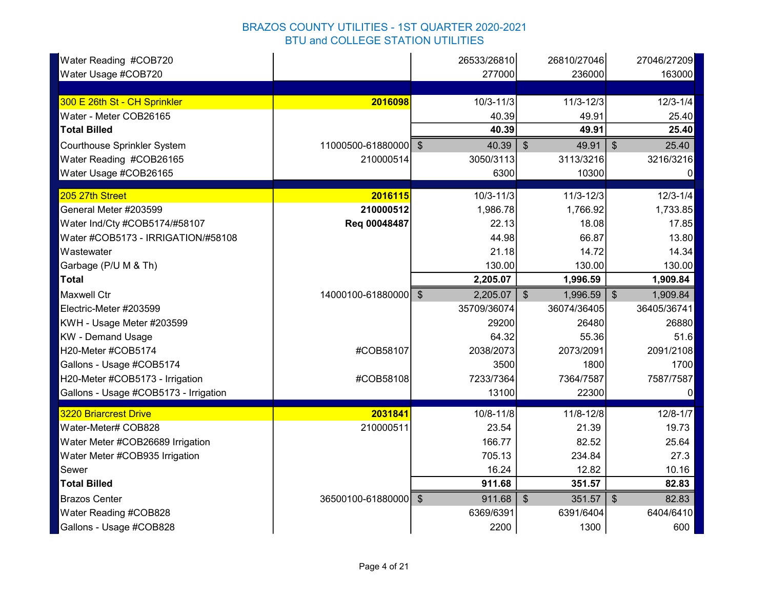# BRAZOS COUNTY UTILITIES - 1ST QUARTER 2020-2021
## BTU and COLLEGE STATION UTILITIES

| | | | | |
|---|---|---|---|---|
| Water Reading #COB720 | | 26533/26810 | 26810/27046 | 27046/27209 |
| Water Usage #COB720 | | 277000 | 236000 | 163000 |
| | | | | |
| 300 E 26th St - CH Sprinkler | **2016098** | 10/3-11/3 | 11/3-12/3 | 12/3-1/4 |
| Water - Meter COB26165 | | 40.39 | 49.91 | 25.40 |
| **Total Billed** | | **40.39** | **49.91** | **25.40** |
| Courthouse Sprinkler System | 11000500-61880000 | $ 40.39 | $ 49.91 | $ 25.40 |
| Water Reading #COB26165 | 210000514 | 3050/3113 | 3113/3216 | 3216/3216 |
| Water Usage #COB26165 | | 6300 | 10300 | 0 |
| | | | | |
| 205 27th Street | **2016115** | 10/3-11/3 | 11/3-12/3 | 12/3-1/4 |
| General Meter #203599 | **210000512** | 1,986.78 | 1,766.92 | 1,733.85 |
| Water Ind/Cty #COB5174/#58107 | **Req 00048487** | 22.13 | 18.08 | 17.85 |
| Water #COB5173 - IRRIGATION/#58108 | | 44.98 | 66.87 | 13.80 |
| Wastewater | | 21.18 | 14.72 | 14.34 |
| Garbage (P/U M & Th) | | 130.00 | 130.00 | 130.00 |
| **Total** | | **2,205.07** | **1,996.59** | **1,909.84** |
| Maxwell Ctr | 14000100-61880000 | $ 2,205.07 | $ 1,996.59 | $ 1,909.84 |
| Electric-Meter #203599 | | 35709/36074 | 36074/36405 | 36405/36741 |
| KWH - Usage Meter #203599 | | 29200 | 26480 | 26880 |
| KW - Demand Usage | | 64.32 | 55.36 | 51.6 |
| H20-Meter #COB5174 | #COB58107 | 2038/2073 | 2073/2091 | 2091/2108 |
| Gallons - Usage #COB5174 | | 3500 | 1800 | 1700 |
| H20-Meter #COB5173 - Irrigation | #COB58108 | 7233/7364 | 7364/7587 | 7587/7587 |
| Gallons - Usage #COB5173 - Irrigation | | 13100 | 22300 | 0 |
| | | | | |
| 3220 Briarcrest Drive | **2031841** | 10/8-11/8 | 11/8-12/8 | 12/8-1/7 |
| Water-Meter# COB828 | 210000511 | 23.54 | 21.39 | 19.73 |
| Water Meter #COB26689 Irrigation | | 166.77 | 82.52 | 25.64 |
| Water Meter #COB935 Irrigation | | 705.13 | 234.84 | 27.3 |
| Sewer | | 16.24 | 12.82 | 10.16 |
| **Total Billed** | | **911.68** | **351.57** | **82.83** |
| Brazos Center | 36500100-61880000 | $ 911.68 | $ 351.57 | $ 82.83 |
| Water Reading #COB828 | | 6369/6391 | 6391/6404 | 6404/6410 |
| Gallons - Usage #COB828 | | 2200 | 1300 | 600 |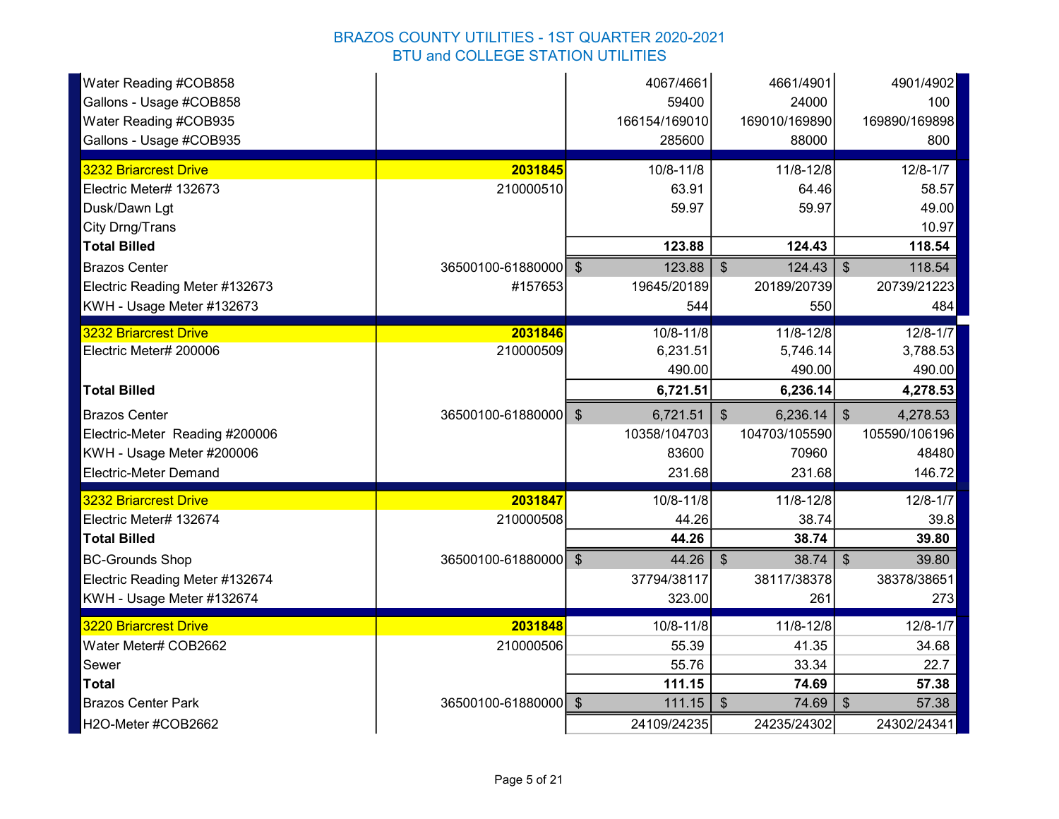# BRAZOS COUNTY UTILITIES - 1ST QUARTER 2020-2021
## BTU and COLLEGE STATION UTILITIES

| | | | | |
|---|---|---|---|---|
| Water Reading #COB858 | | 4067/4661 | 4661/4901 | 4901/4902 |
| Gallons - Usage #COB858 | | 59400 | 24000 | 100 |
| Water Reading #COB935 | | 166154/169010 | 169010/169890 | 169890/169898 |
| Gallons - Usage #COB935 | | 285600 | 88000 | 800 |
| 3232 Briarcrest Drive | **2031845** | 10/8-11/8 | 11/8-12/8 | 12/8-1/7 |
| Electric Meter# 132673 | 210000510 | 63.91 | 64.46 | 58.57 |
| Dusk/Dawn Lgt | | 59.97 | 59.97 | 49.00 |
| City Drng/Trans | | | | 10.97 |
| **Total Billed** | | **123.88** | **124.43** | **118.54** |
| Brazos Center | 36500100-61880000 | $ 123.88 | $ 124.43 | $ 118.54 |
| Electric Reading Meter #132673 | #157653 | 19645/20189 | 20189/20739 | 20739/21223 |
| KWH - Usage Meter #132673 | | 544 | 550 | 484 |
| 3232 Briarcrest Drive | **2031846** | 10/8-11/8 | 11/8-12/8 | 12/8-1/7 |
| Electric Meter# 200006 | 210000509 | 6,231.51 | 5,746.14 | 3,788.53 |
| | | 490.00 | 490.00 | 490.00 |
| **Total Billed** | | **6,721.51** | **6,236.14** | **4,278.53** |
| Brazos Center | 36500100-61880000 | $ 6,721.51 | $ 6,236.14 | $ 4,278.53 |
| Electric-Meter Reading #200006 | | 10358/104703 | 104703/105590 | 105590/106196 |
| KWH - Usage Meter #200006 | | 83600 | 70960 | 48480 |
| Electric-Meter Demand | | 231.68 | 231.68 | 146.72 |
| 3232 Briarcrest Drive | **2031847** | 10/8-11/8 | 11/8-12/8 | 12/8-1/7 |
| Electric Meter# 132674 | 210000508 | 44.26 | 38.74 | 39.8 |
| **Total Billed** | | **44.26** | **38.74** | **39.80** |
| BC-Grounds Shop | 36500100-61880000 | $ 44.26 | $ 38.74 | $ 39.80 |
| Electric Reading Meter #132674 | | 37794/38117 | 38117/38378 | 38378/38651 |
| KWH - Usage Meter #132674 | | 323.00 | 261 | 273 |
| 3220 Briarcrest Drive | **2031848** | 10/8-11/8 | 11/8-12/8 | 12/8-1/7 |
| Water Meter# COB2662 | 210000506 | 55.39 | 41.35 | 34.68 |
| Sewer | | 55.76 | 33.34 | 22.7 |
| **Total** | | **111.15** | **74.69** | **57.38** |
| Brazos Center Park | 36500100-61880000 | $ 111.15 | $ 74.69 | $ 57.38 |
| H2O-Meter #COB2662 | | 24109/24235 | 24235/24302 | 24302/24341 |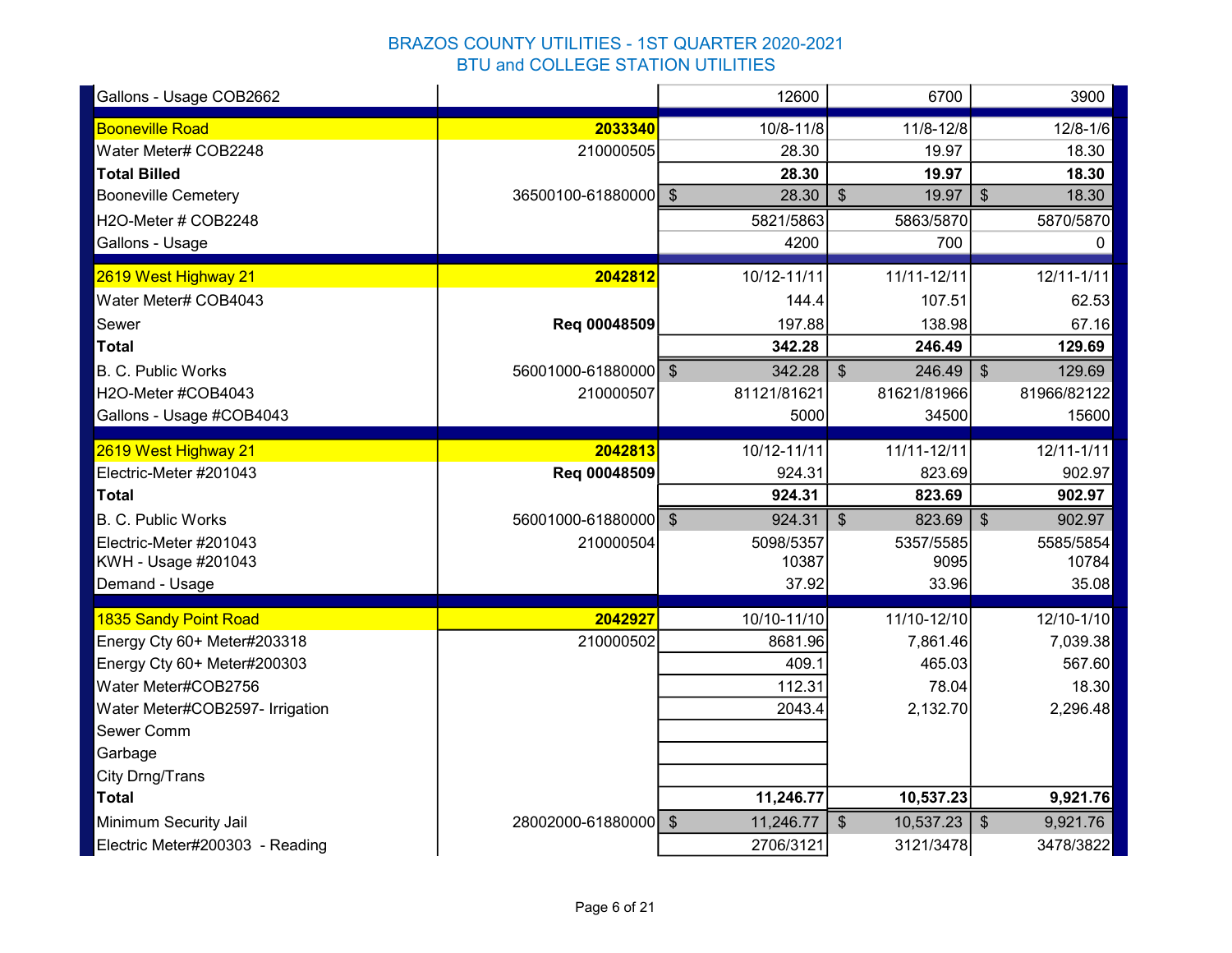# BRAZOS COUNTY UTILITIES - 1ST QUARTER 2020-2021
## BTU and COLLEGE STATION UTILITIES

| | | | | |
|---|---|---|---|---|
| Gallons - Usage COB2662 | | 12600 | 6700 | 3900 |
| **Booneville Road** | **2033340** | 10/8-11/8 | 11/8-12/8 | 12/8-1/6 |
| Water Meter# COB2248 | 210000505 | 28.30 | 19.97 | 18.30 |
| **Total Billed** | | **28.30** | **19.97** | **18.30** |
| Booneville Cemetery | 36500100-61880000 | $ 28.30 | $ 19.97 | $ 18.30 |
| H2O-Meter # COB2248 | | 5821/5863 | 5863/5870 | 5870/5870 |
| Gallons - Usage | | 4200 | 700 | 0 |
| **2619 West Highway 21** | **2042812** | 10/12-11/11 | 11/11-12/11 | 12/11-1/11 |
| Water Meter# COB4043 | | 144.4 | 107.51 | 62.53 |
| Sewer | **Req 00048509** | 197.88 | 138.98 | 67.16 |
| **Total** | | **342.28** | **246.49** | **129.69** |
| B. C. Public Works | 56001000-61880000 | $ 342.28 | $ 246.49 | $ 129.69 |
| H2O-Meter #COB4043 | 210000507 | 81121/81621 | 81621/81966 | 81966/82122 |
| Gallons - Usage #COB4043 | | 5000 | 34500 | 15600 |
| **2619 West Highway 21** | **2042813** | 10/12-11/11 | 11/11-12/11 | 12/11-1/11 |
| Electric-Meter #201043 | **Req 00048509** | 924.31 | 823.69 | 902.97 |
| **Total** | | **924.31** | **823.69** | **902.97** |
| B. C. Public Works | 56001000-61880000 | $ 924.31 | $ 823.69 | $ 902.97 |
| Electric-Meter #201043 | 210000504 | 5098/5357 | 5357/5585 | 5585/5854 |
| KWH - Usage #201043 | | 10387 | 9095 | 10784 |
| Demand - Usage | | 37.92 | 33.96 | 35.08 |
| **1835 Sandy Point Road** | **2042927** | 10/10-11/10 | 11/10-12/10 | 12/10-1/10 |
| Energy Cty 60+ Meter#203318 | 210000502 | 8681.96 | 7,861.46 | 7,039.38 |
| Energy Cty 60+ Meter#200303 | | 409.1 | 465.03 | 567.60 |
| Water Meter#COB2756 | | 112.31 | 78.04 | 18.30 |
| Water Meter#COB2597- Irrigation | | 2043.4 | 2,132.70 | 2,296.48 |
| Sewer Comm | | | | |
| Garbage | | | | |
| City Drng/Trans | | | | |
| **Total** | | **11,246.77** | **10,537.23** | **9,921.76** |
| Minimum Security Jail | 28002000-61880000 | $ 11,246.77 | $ 10,537.23 | $ 9,921.76 |
| Electric Meter#200303 - Reading | | 2706/3121 | 3121/3478 | 3478/3822 |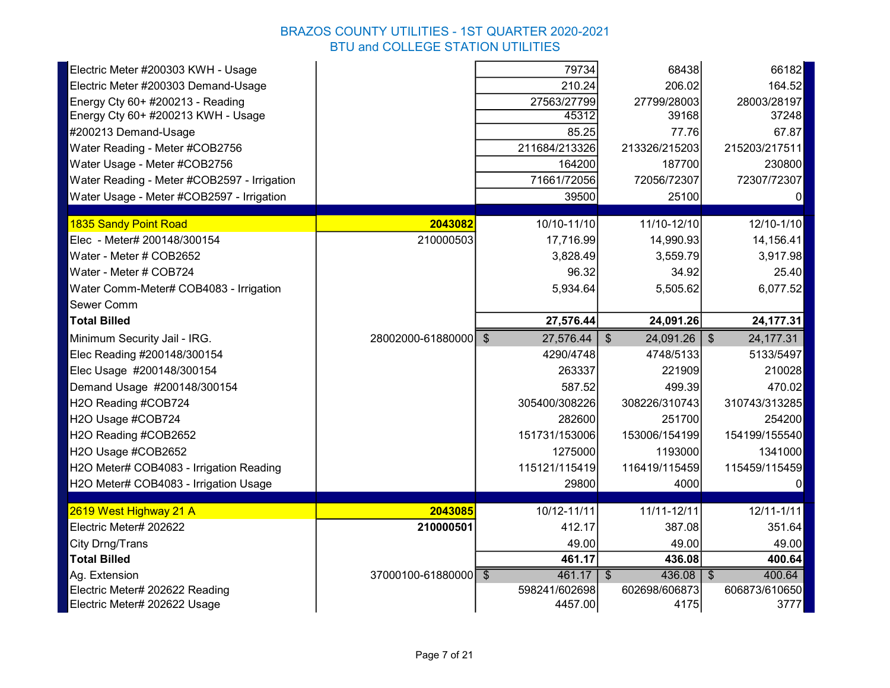# BRAZOS COUNTY UTILITIES - 1ST QUARTER 2020-2021
## BTU and COLLEGE STATION UTILITIES

| | | | | |
|---|---|---|---|---|
| Electric Meter #200303 KWH - Usage | | 79734 | 68438 | 66182 |
| Electric Meter #200303 Demand-Usage | | 210.24 | 206.02 | 164.52 |
| Energy Cty 60+ #200213 - Reading | | 27563/27799 | 27799/28003 | 28003/28197 |
| Energy Cty 60+ #200213 KWH - Usage | | 45312 | 39168 | 37248 |
| #200213 Demand-Usage | | 85.25 | 77.76 | 67.87 |
| Water Reading - Meter #COB2756 | | 211684/213326 | 213326/215203 | 215203/217511 |
| Water Usage - Meter #COB2756 | | 164200 | 187700 | 230800 |
| Water Reading - Meter #COB2597 - Irrigation | | 71661/72056 | 72056/72307 | 72307/72307 |
| Water Usage - Meter #COB2597 - Irrigation | | 39500 | 25100 | 0 |
| | | | | |
| **1835 Sandy Point Road** | **2043082** | 10/10-11/10 | 11/10-12/10 | 12/10-1/10 |
| Elec - Meter# 200148/300154 | 210000503 | 17,716.99 | 14,990.93 | 14,156.41 |
| Water - Meter # COB2652 | | 3,828.49 | 3,559.79 | 3,917.98 |
| Water - Meter # COB724 | | 96.32 | 34.92 | 25.40 |
| Water Comm-Meter# COB4083 - Irrigation | | 5,934.64 | 5,505.62 | 6,077.52 |
| Sewer Comm | | | | |
| **Total Billed** | | **27,576.44** | **24,091.26** | **24,177.31** |
| Minimum Security Jail - IRG. | 28002000-61880000 | $ 27,576.44 | $ 24,091.26 | $ 24,177.31 |
| Elec Reading #200148/300154 | | 4290/4748 | 4748/5133 | 5133/5497 |
| Elec Usage #200148/300154 | | 263337 | 221909 | 210028 |
| Demand Usage #200148/300154 | | 587.52 | 499.39 | 470.02 |
| H2O Reading #COB724 | | 305400/308226 | 308226/310743 | 310743/313285 |
| H2O Usage #COB724 | | 282600 | 251700 | 254200 |
| H2O Reading #COB2652 | | 151731/153006 | 153006/154199 | 154199/155540 |
| H2O Usage #COB2652 | | 1275000 | 1193000 | 1341000 |
| H2O Meter# COB4083 - Irrigation Reading | | 115121/115419 | 116419/115459 | 115459/115459 |
| H2O Meter# COB4083 - Irrigation Usage | | 29800 | 4000 | 0 |
| | | | | |
| **2619 West Highway 21 A** | **2043085** | 10/12-11/11 | 11/11-12/11 | 12/11-1/11 |
| Electric Meter# 202622 | **210000501** | 412.17 | 387.08 | 351.64 |
| City Drng/Trans | | 49.00 | 49.00 | 49.00 |
| **Total Billed** | | **461.17** | **436.08** | **400.64** |
| Ag. Extension | 37000100-61880000 | $ 461.17 | $ 436.08 | $ 400.64 |
| Electric Meter# 202622 Reading | | 598241/602698 | 602698/606873 | 606873/610650 |
| Electric Meter# 202622 Usage | | 4457.00 | 4175 | 3777 |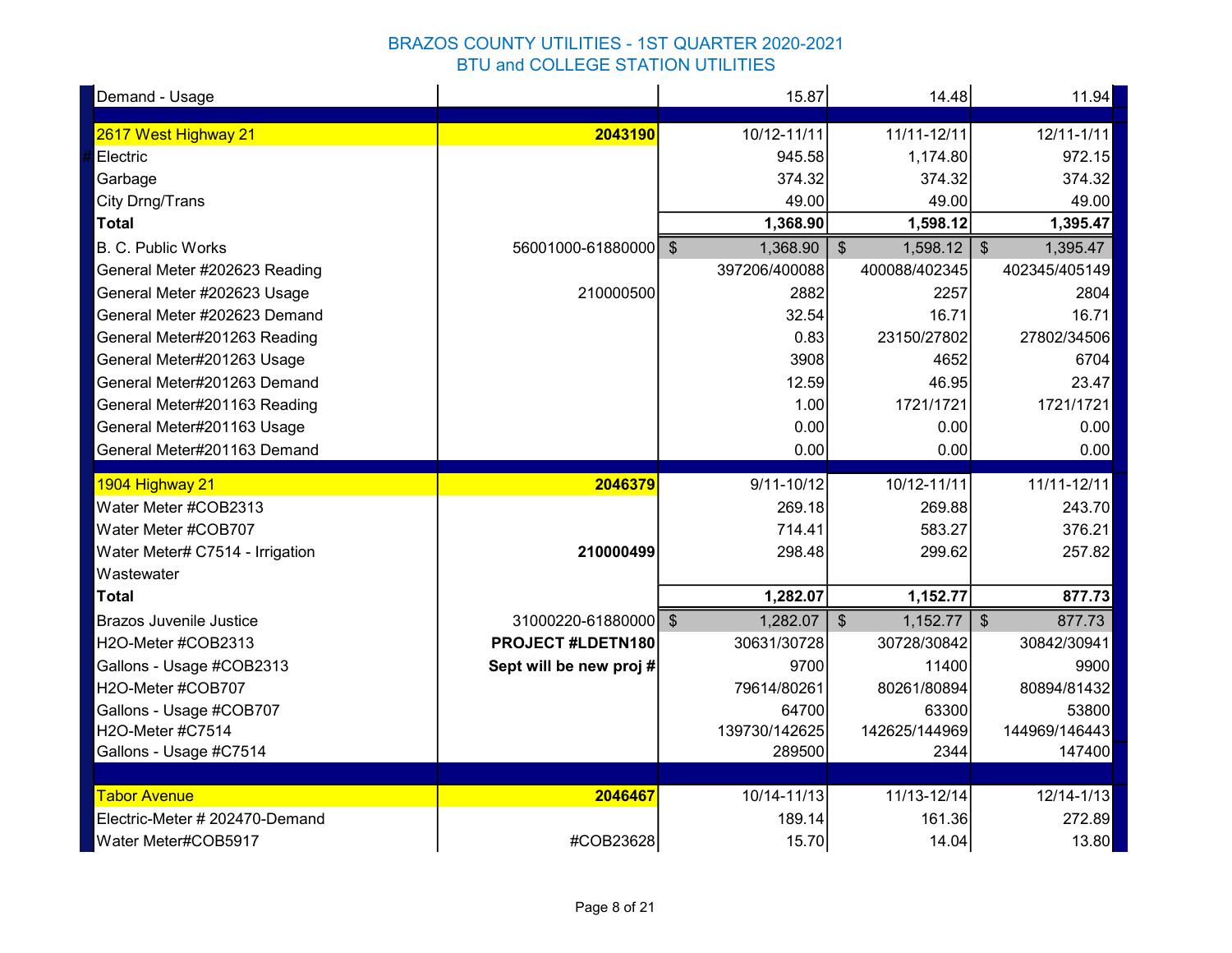# BRAZOS COUNTY UTILITIES - 1ST QUARTER 2020-2021

## BTU and COLLEGE STATION UTILITIES

| | | | | |
|---|---|---|---|---|
| Demand - Usage | | 15.87 | 14.48 | 11.94 |
| | | | | |
| 2617 West Highway 21 | **2043190** | 10/12-11/11 | 11/11-12/11 | 12/11-1/11 |
| # Electric | | 945.58 | 1,174.80 | 972.15 |
| Garbage | | 374.32 | 374.32 | 374.32 |
| City Drng/Trans | | 49.00 | 49.00 | 49.00 |
| **Total** | | **1,368.90** | **1,598.12** | **1,395.47** |
| B. C. Public Works | 56001000-61880000 | $ 1,368.90 | $ 1,598.12 | $ 1,395.47 |
| General Meter #202623 Reading | | 397206/400088 | 400088/402345 | 402345/405149 |
| General Meter #202623 Usage | 210000500 | 2882 | 2257 | 2804 |
| General Meter #202623 Demand | | 32.54 | 16.71 | 16.71 |
| General Meter#201263 Reading | | 0.83 | 23150/27802 | 27802/34506 |
| General Meter#201263 Usage | | 3908 | 4652 | 6704 |
| General Meter#201263 Demand | | 12.59 | 46.95 | 23.47 |
| General Meter#201163 Reading | | 1.00 | 1721/1721 | 1721/1721 |
| General Meter#201163 Usage | | 0.00 | 0.00 | 0.00 |
| General Meter#201163 Demand | | 0.00 | 0.00 | 0.00 |
| | | | | |
| 1904 Highway 21 | **2046379** | 9/11-10/12 | 10/12-11/11 | 11/11-12/11 |
| Water Meter #COB2313 | | 269.18 | 269.88 | 243.70 |
| Water Meter #COB707 | | 714.41 | 583.27 | 376.21 |
| Water Meter# C7514 - Irrigation | **210000499** | 298.48 | 299.62 | 257.82 |
| Wastewater | | | | |
| **Total** | | **1,282.07** | **1,152.77** | **877.73** |
| Brazos Juvenile Justice | 31000220-61880000 | $ 1,282.07 | $ 1,152.77 | $ 877.73 |
| H2O-Meter #COB2313 | **PROJECT #LDETN180** | 30631/30728 | 30728/30842 | 30842/30941 |
| Gallons - Usage #COB2313 | **Sept will be new proj #** | 9700 | 11400 | 9900 |
| H2O-Meter #COB707 | | 79614/80261 | 80261/80894 | 80894/81432 |
| Gallons - Usage #COB707 | | 64700 | 63300 | 53800 |
| H2O-Meter #C7514 | | 139730/142625 | 142625/144969 | 144969/146443 |
| Gallons - Usage #C7514 | | 289500 | 2344 | 147400 |
| | | | | |
| Tabor Avenue | **2046467** | 10/14-11/13 | 11/13-12/14 | 12/14-1/13 |
| Electric-Meter # 202470-Demand | | 189.14 | 161.36 | 272.89 |
| Water Meter#COB5917 | #COB23628 | 15.70 | 14.04 | 13.80 |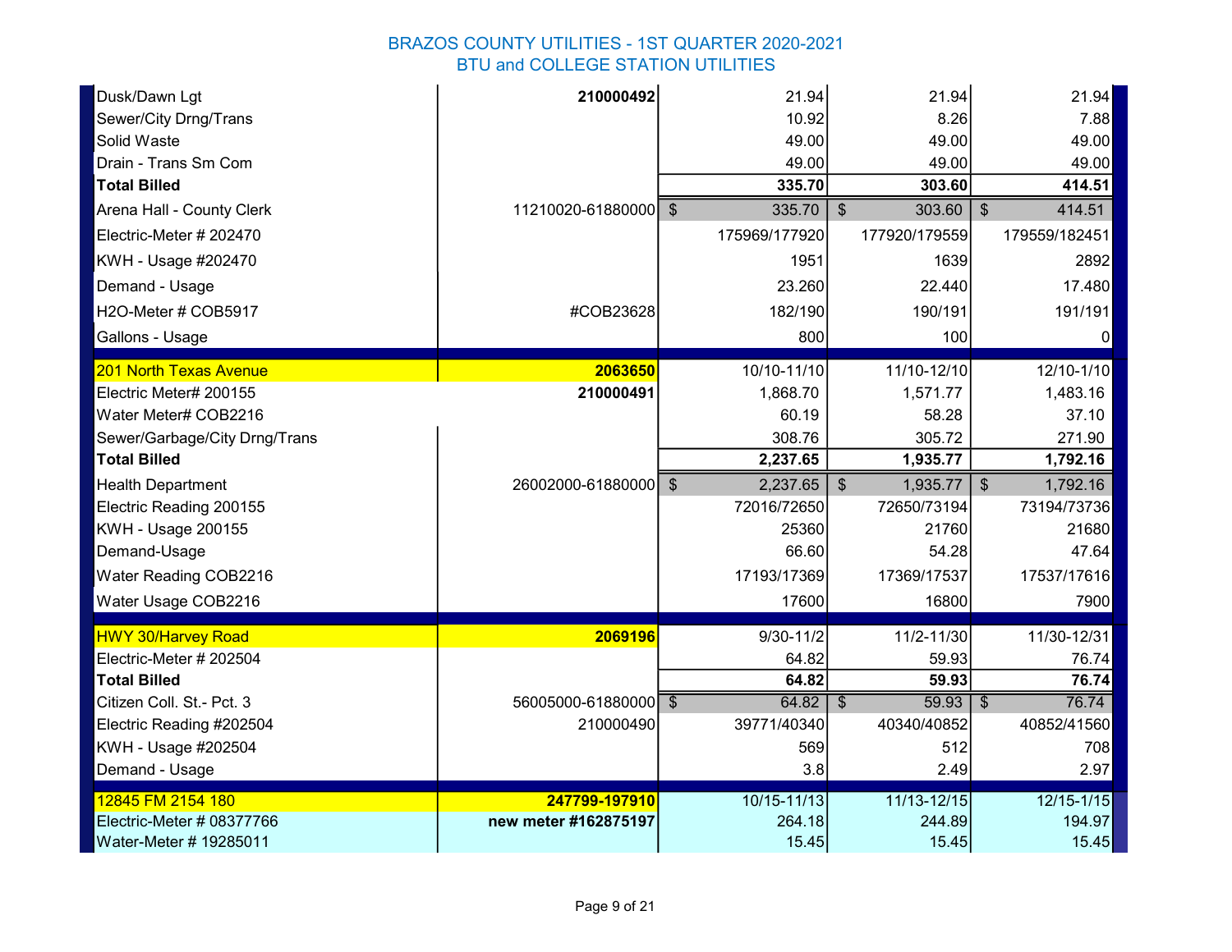# BRAZOS COUNTY UTILITIES - 1ST QUARTER 2020-2021
## BTU and COLLEGE STATION UTILITIES

| | | | | |
|---|---|---|---|---|
| Dusk/Dawn Lgt | **210000492** | 21.94 | 21.94 | 21.94 |
| Sewer/City Drng/Trans | | 10.92 | 8.26 | 7.88 |
| Solid Waste | | 49.00 | 49.00 | 49.00 |
| Drain - Trans Sm Com | | 49.00 | 49.00 | 49.00 |
| **Total Billed** | | **335.70** | **303.60** | **414.51** |
| Arena Hall - County Clerk | 11210020-61880000 | $ 335.70 | $ 303.60 | $ 414.51 |
| Electric-Meter # 202470 | | 175969/177920 | 177920/179559 | 179559/182451 |
| KWH - Usage #202470 | | 1951 | 1639 | 2892 |
| Demand - Usage | | 23.260 | 22.440 | 17.480 |
| H2O-Meter # COB5917 | #COB23628 | 182/190 | 190/191 | 191/191 |
| Gallons - Usage | | 800 | 100 | 0 |
| | | | | |
| 201 North Texas Avenue | **2063650** | 10/10-11/10 | 11/10-12/10 | 12/10-1/10 |
| Electric Meter# 200155 | **210000491** | 1,868.70 | 1,571.77 | 1,483.16 |
| Water Meter# COB2216 | | 60.19 | 58.28 | 37.10 |
| Sewer/Garbage/City Drng/Trans | | 308.76 | 305.72 | 271.90 |
| **Total Billed** | | **2,237.65** | **1,935.77** | **1,792.16** |
| Health Department | 26002000-61880000 | $ 2,237.65 | $ 1,935.77 | $ 1,792.16 |
| Electric Reading 200155 | | 72016/72650 | 72650/73194 | 73194/73736 |
| KWH - Usage 200155 | | 25360 | 21760 | 21680 |
| Demand-Usage | | 66.60 | 54.28 | 47.64 |
| Water Reading COB2216 | | 17193/17369 | 17369/17537 | 17537/17616 |
| Water Usage COB2216 | | 17600 | 16800 | 7900 |
| | | | | |
| HWY 30/Harvey Road | **2069196** | 9/30-11/2 | 11/2-11/30 | 11/30-12/31 |
| Electric-Meter # 202504 | | 64.82 | 59.93 | 76.74 |
| **Total Billed** | | **64.82** | **59.93** | **76.74** |
| Citizen Coll. St.- Pct. 3 | 56005000-61880000 | $ 64.82 | $ 59.93 | $ 76.74 |
| Electric Reading #202504 | 210000490 | 39771/40340 | 40340/40852 | 40852/41560 |
| KWH - Usage #202504 | | 569 | 512 | 708 |
| Demand - Usage | | 3.8 | 2.49 | 2.97 |
| | | | | |
| 12845 FM 2154 180 | **247799-197910** | 10/15-11/13 | 11/13-12/15 | 12/15-1/15 |
| Electric-Meter # 08377766 | **new meter #162875197** | 264.18 | 244.89 | 194.97 |
| Water-Meter # 19285011 | | 15.45 | 15.45 | 15.45 |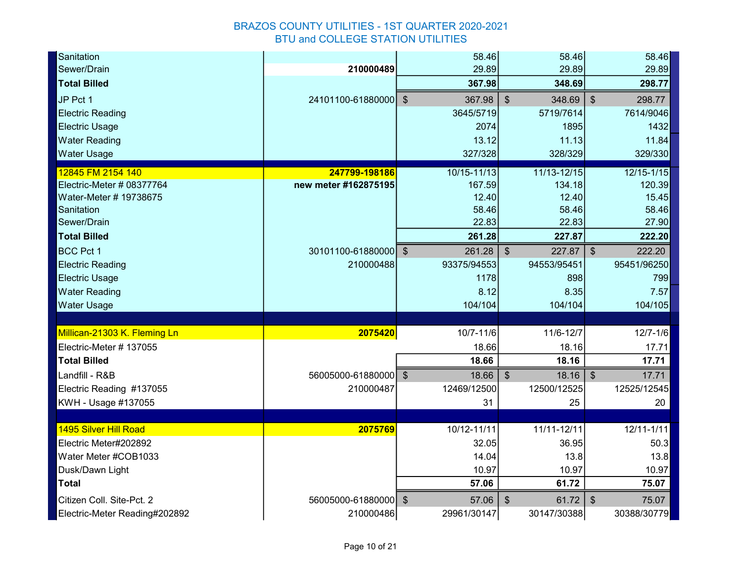# BRAZOS COUNTY UTILITIES - 1ST QUARTER 2020-2021
## BTU and COLLEGE STATION UTILITIES

| | | | | |
|---|---|---|---|---|
| Sanitation | | 58.46 | 58.46 | 58.46 |
| Sewer/Drain | **210000489** | 29.89 | 29.89 | 29.89 |
| **Total Billed** | | **367.98** | **348.69** | **298.77** |
| JP Pct 1 | 24101100-61880000 | $ 367.98 | $ 348.69 | $ 298.77 |
| Electric Reading | | 3645/5719 | 5719/7614 | 7614/9046 |
| Electric Usage | | 2074 | 1895 | 1432 |
| Water Reading | | 13.12 | 11.13 | 11.84 |
| Water Usage | | 327/328 | 328/329 | 329/330 |
| | | | | |
| 12845 FM 2154 140 | **247799-198186** | 10/15-11/13 | 11/13-12/15 | 12/15-1/15 |
| Electric-Meter # 08377764 | **new meter #162875195** | 167.59 | 134.18 | 120.39 |
| Water-Meter # 19738675 | | 12.40 | 12.40 | 15.45 |
| Sanitation | | 58.46 | 58.46 | 58.46 |
| Sewer/Drain | | 22.83 | 22.83 | 27.90 |
| **Total Billed** | | **261.28** | **227.87** | **222.20** |
| BCC Pct 1 | 30101100-61880000 | $ 261.28 | $ 227.87 | $ 222.20 |
| Electric Reading | 210000488 | 93375/94553 | 94553/95451 | 95451/96250 |
| Electric Usage | | 1178 | 898 | 799 |
| Water Reading | | 8.12 | 8.35 | 7.57 |
| Water Usage | | 104/104 | 104/104 | 104/105 |
| | | | | |
| Millican-21303 K. Fleming Ln | **2075420** | 10/7-11/6 | 11/6-12/7 | 12/7-1/6 |
| Electric-Meter # 137055 | | 18.66 | 18.16 | 17.71 |
| **Total Billed** | | **18.66** | **18.16** | **17.71** |
| Landfill - R&B | 56005000-61880000 | $ 18.66 | $ 18.16 | $ 17.71 |
| Electric Reading #137055 | 210000487 | 12469/12500 | 12500/12525 | 12525/12545 |
| KWH - Usage #137055 | | 31 | 25 | 20 |
| | | | | |
| 1495 Silver Hill Road | **2075769** | 10/12-11/11 | 11/11-12/11 | 12/11-1/11 |
| Electric Meter#202892 | | 32.05 | 36.95 | 50.3 |
| Water Meter #COB1033 | | 14.04 | 13.8 | 13.8 |
| Dusk/Dawn Light | | 10.97 | 10.97 | 10.97 |
| **Total** | | **57.06** | **61.72** | **75.07** |
| Citizen Coll. Site-Pct. 2 | 56005000-61880000 | $ 57.06 | $ 61.72 | $ 75.07 |
| Electric-Meter Reading#202892 | 210000486 | 29961/30147 | 30147/30388 | 30388/30779 |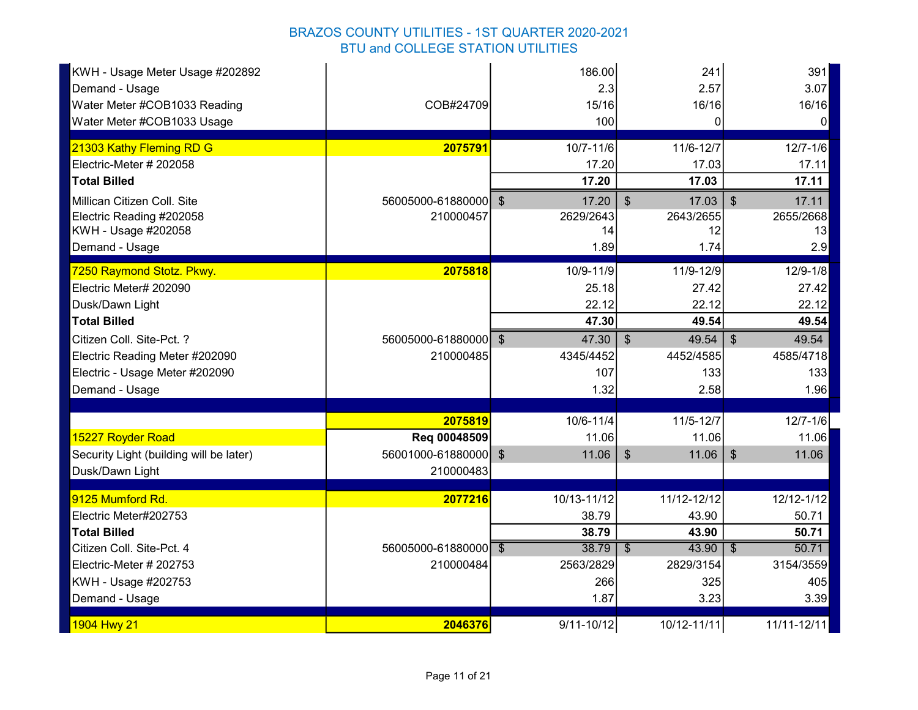# BRAZOS COUNTY UTILITIES - 1ST QUARTER 2020-2021

## BTU and COLLEGE STATION UTILITIES

| | | | | |
|---|---|---|---|---|
| KWH - Usage Meter Usage #202892 | | 186.00 | 241 | 391 |
| Demand - Usage | | 2.3 | 2.57 | 3.07 |
| Water Meter #COB1033 Reading | COB#24709 | 15/16 | 16/16 | 16/16 |
| Water Meter #COB1033 Usage | | 100 | 0 | 0 |
| | | | | |
| 21303 Kathy Fleming RD G | **2075791** | 10/7-11/6 | 11/6-12/7 | 12/7-1/6 |
| Electric-Meter # 202058 | | 17.20 | 17.03 | 17.11 |
| **Total Billed** | | **17.20** | **17.03** | **17.11** |
| Millican Citizen Coll. Site | 56005000-61880000 | $ 17.20 | $ 17.03 | $ 17.11 |
| Electric Reading #202058 | 210000457 | 2629/2643 | 2643/2655 | 2655/2668 |
| KWH - Usage #202058 | | 14 | 12 | 13 |
| Demand - Usage | | 1.89 | 1.74 | 2.9 |
| | | | | |
| 7250 Raymond Stotz. Pkwy. | **2075818** | 10/9-11/9 | 11/9-12/9 | 12/9-1/8 |
| Electric Meter# 202090 | | 25.18 | 27.42 | 27.42 |
| Dusk/Dawn Light | | 22.12 | 22.12 | 22.12 |
| **Total Billed** | | **47.30** | **49.54** | **49.54** |
| Citizen Coll. Site-Pct. ? | 56005000-61880000 | $ 47.30 | $ 49.54 | $ 49.54 |
| Electric Reading Meter #202090 | 210000485 | 4345/4452 | 4452/4585 | 4585/4718 |
| Electric - Usage Meter #202090 | | 107 | 133 | 133 |
| Demand - Usage | | 1.32 | 2.58 | 1.96 |
| | | | | |
| | **2075819** | 10/6-11/4 | 11/5-12/7 | 12/7-1/6 |
| 15227 Royder Road | **Req 00048509** | 11.06 | 11.06 | 11.06 |
| Security Light (building will be later) | 56001000-61880000 | $ 11.06 | $ 11.06 | $ 11.06 |
| Dusk/Dawn Light | 210000483 | | | |
| | | | | |
| 9125 Mumford Rd. | **2077216** | 10/13-11/12 | 11/12-12/12 | 12/12-1/12 |
| Electric Meter#202753 | | 38.79 | 43.90 | 50.71 |
| **Total Billed** | | **38.79** | **43.90** | **50.71** |
| Citizen Coll. Site-Pct. 4 | 56005000-61880000 | $ 38.79 | $ 43.90 | $ 50.71 |
| Electric-Meter # 202753 | 210000484 | 2563/2829 | 2829/3154 | 3154/3559 |
| KWH - Usage #202753 | | 266 | 325 | 405 |
| Demand - Usage | | 1.87 | 3.23 | 3.39 |
| | | | | |
| 1904 Hwy 21 | **2046376** | 9/11-10/12 | 10/12-11/11 | 11/11-12/11 |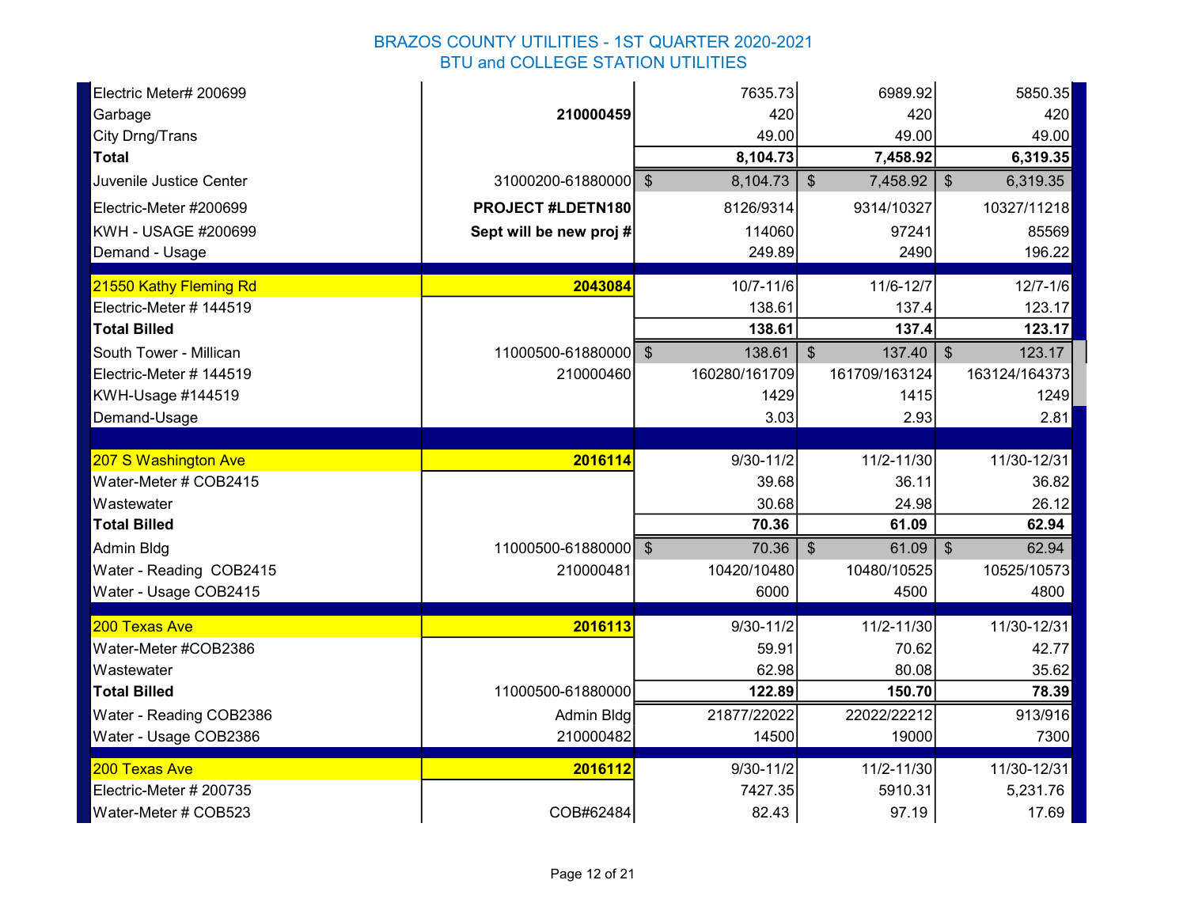# BRAZOS COUNTY UTILITIES - 1ST QUARTER 2020-2021
## BTU and COLLEGE STATION UTILITIES

| | | | | |
|---|---|---|---|---|
| Electric Meter# 200699 | | 7635.73 | 6989.92 | 5850.35 |
| Garbage | **210000459** | 420 | 420 | 420 |
| City Drng/Trans | | 49.00 | 49.00 | 49.00 |
| **Total** | | **8,104.73** | **7,458.92** | **6,319.35** |
| Juvenile Justice Center | 31000200-61880000 | $ 8,104.73 | $ 7,458.92 | $ 6,319.35 |
| Electric-Meter #200699 | **PROJECT #LDETN180** | 8126/9314 | 9314/10327 | 10327/11218 |
| KWH - USAGE #200699 | **Sept will be new proj #** | 114060 | 97241 | 85569 |
| Demand - Usage | | 249.89 | 2490 | 196.22 |
| | | | | |
| **21550 Kathy Fleming Rd** | **2043084** | 10/7-11/6 | 11/6-12/7 | 12/7-1/6 |
| Electric-Meter # 144519 | | 138.61 | 137.4 | 123.17 |
| **Total Billed** | | **138.61** | **137.4** | **123.17** |
| South Tower - Millican | 11000500-61880000 | $ 138.61 | $ 137.40 | $ 123.17 |
| Electric-Meter # 144519 | 210000460 | 160280/161709 | 161709/163124 | 163124/164373 |
| KWH-Usage #144519 | | 1429 | 1415 | 1249 |
| Demand-Usage | | 3.03 | 2.93 | 2.81 |
| | | | | |
| **207 S Washington Ave** | **2016114** | 9/30-11/2 | 11/2-11/30 | 11/30-12/31 |
| Water-Meter # COB2415 | | 39.68 | 36.11 | 36.82 |
| Wastewater | | 30.68 | 24.98 | 26.12 |
| **Total Billed** | | **70.36** | **61.09** | **62.94** |
| Admin Bldg | 11000500-61880000 | $ 70.36 | $ 61.09 | $ 62.94 |
| Water - Reading COB2415 | 210000481 | 10420/10480 | 10480/10525 | 10525/10573 |
| Water - Usage COB2415 | | 6000 | 4500 | 4800 |
| | | | | |
| **200 Texas Ave** | **2016113** | 9/30-11/2 | 11/2-11/30 | 11/30-12/31 |
| Water-Meter #COB2386 | | 59.91 | 70.62 | 42.77 |
| Wastewater | | 62.98 | 80.08 | 35.62 |
| **Total Billed** | 11000500-61880000 | **122.89** | **150.70** | **78.39** |
| Water - Reading COB2386 | Admin Bldg | 21877/22022 | 22022/22212 | 913/916 |
| Water - Usage COB2386 | 210000482 | 14500 | 19000 | 7300 |
| | | | | |
| **200 Texas Ave** | **2016112** | 9/30-11/2 | 11/2-11/30 | 11/30-12/31 |
| Electric-Meter # 200735 | | 7427.35 | 5910.31 | 5,231.76 |
| Water-Meter # COB523 | COB#62484 | 82.43 | 97.19 | 17.69 |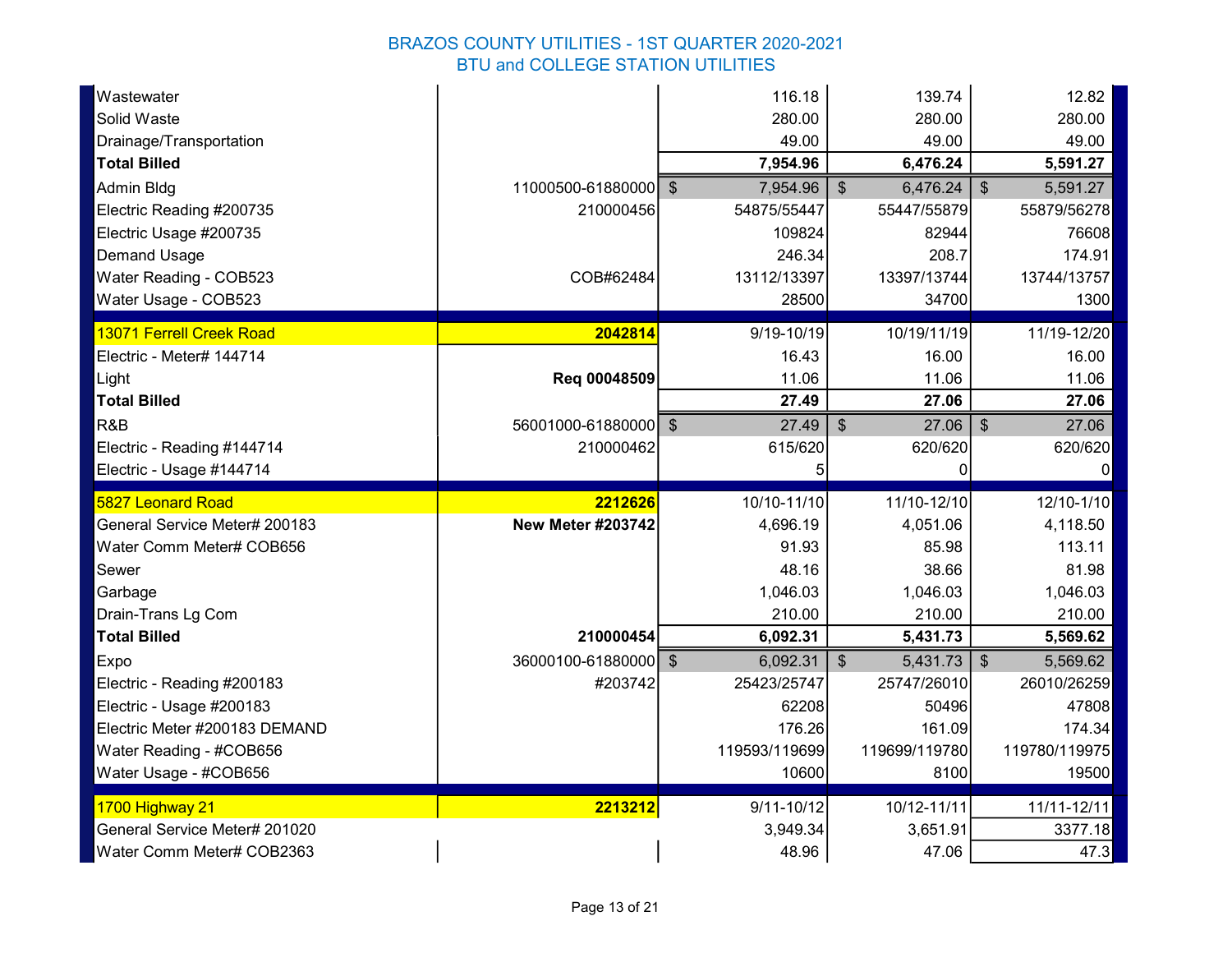BRAZOS COUNTY UTILITIES - 1ST QUARTER 2020-2021
BTU and COLLEGE STATION UTILITIES

| | | | | |
|---|---|---|---|---|
| Wastewater | | 116.18 | 139.74 | 12.82 |
| Solid Waste | | 280.00 | 280.00 | 280.00 |
| Drainage/Transportation | | 49.00 | 49.00 | 49.00 |
| **Total Billed** | | **7,954.96** | **6,476.24** | **5,591.27** |
| Admin Bldg | 11000500-61880000 | $ 7,954.96 | $ 6,476.24 | $ 5,591.27 |
| Electric Reading #200735 | 210000456 | 54875/55447 | 55447/55879 | 55879/56278 |
| Electric Usage #200735 | | 109824 | 82944 | 76608 |
| Demand Usage | | 246.34 | 208.7 | 174.91 |
| Water Reading - COB523 | COB#62484 | 13112/13397 | 13397/13744 | 13744/13757 |
| Water Usage - COB523 | | 28500 | 34700 | 1300 |
| 13071 Ferrell Creek Road | **2042814** | 9/19-10/19 | 10/19/11/19 | 11/19-12/20 |
| Electric - Meter# 144714 | | 16.43 | 16.00 | 16.00 |
| Light | **Req 00048509** | 11.06 | 11.06 | 11.06 |
| **Total Billed** | | **27.49** | **27.06** | **27.06** |
| R&B | 56001000-61880000 | $ 27.49 | $ 27.06 | $ 27.06 |
| Electric - Reading #144714 | 210000462 | 615/620 | 620/620 | 620/620 |
| Electric - Usage #144714 | | 5 | 0 | 0 |
| 5827 Leonard Road | **2212626** | 10/10-11/10 | 11/10-12/10 | 12/10-1/10 |
| General Service Meter# 200183 | **New Meter #203742** | 4,696.19 | 4,051.06 | 4,118.50 |
| Water Comm Meter# COB656 | | 91.93 | 85.98 | 113.11 |
| Sewer | | 48.16 | 38.66 | 81.98 |
| Garbage | | 1,046.03 | 1,046.03 | 1,046.03 |
| Drain-Trans Lg Com | | 210.00 | 210.00 | 210.00 |
| **Total Billed** | **210000454** | **6,092.31** | **5,431.73** | **5,569.62** |
| Expo | 36000100-61880000 | $ 6,092.31 | $ 5,431.73 | $ 5,569.62 |
| Electric - Reading #200183 | #203742 | 25423/25747 | 25747/26010 | 26010/26259 |
| Electric - Usage #200183 | | 62208 | 50496 | 47808 |
| Electric Meter #200183 DEMAND | | 176.26 | 161.09 | 174.34 |
| Water Reading - #COB656 | | 119593/119699 | 119699/119780 | 119780/119975 |
| Water Usage - #COB656 | | 10600 | 8100 | 19500 |
| 1700 Highway 21 | **2213212** | 9/11-10/12 | 10/12-11/11 | 11/11-12/11 |
| General Service Meter# 201020 | | 3,949.34 | 3,651.91 | 3377.18 |
| Water Comm Meter# COB2363 | | 48.96 | 47.06 | 47.3 |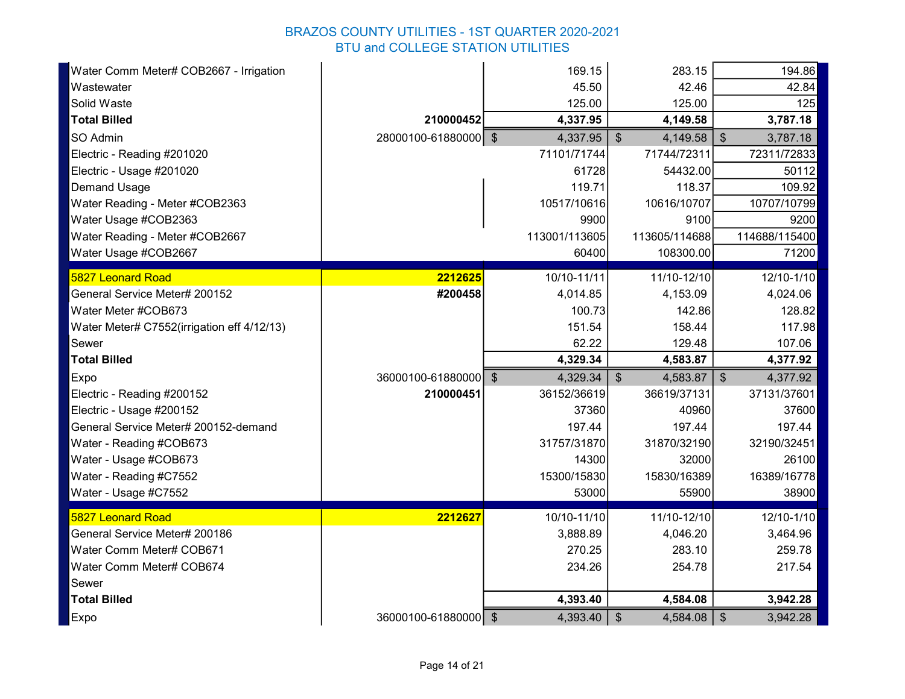# BRAZOS COUNTY UTILITIES - 1ST QUARTER 2020-2021
## BTU and COLLEGE STATION UTILITIES

| | | | | |
|---|---|---|---|---|
| Water Comm Meter# COB2667 - Irrigation | | 169.15 | 283.15 | 194.86 |
| Wastewater | | 45.50 | 42.46 | 42.84 |
| Solid Waste | | 125.00 | 125.00 | 125 |
| **Total Billed** | **210000452** | **4,337.95** | **4,149.58** | **3,787.18** |
| SO Admin | 28000100-61880000 | $ 4,337.95 | $ 4,149.58 | $ 3,787.18 |
| Electric - Reading #201020 | | 71101/71744 | 71744/72311 | 72311/72833 |
| Electric - Usage #201020 | | 61728 | 54432.00 | 50112 |
| Demand Usage | | 119.71 | 118.37 | 109.92 |
| Water Reading - Meter #COB2363 | | 10517/10616 | 10616/10707 | 10707/10799 |
| Water Usage #COB2363 | | 9900 | 9100 | 9200 |
| Water Reading - Meter #COB2667 | | 113001/113605 | 113605/114688 | 114688/115400 |
| Water Usage #COB2667 | | 60400 | 108300.00 | 71200 |
| 5827 Leonard Road | **2212625** | 10/10-11/11 | 11/10-12/10 | 12/10-1/10 |
| General Service Meter# 200152 | **#200458** | 4,014.85 | 4,153.09 | 4,024.06 |
| Water Meter #COB673 | | 100.73 | 142.86 | 128.82 |
| Water Meter# C7552(irrigation eff 4/12/13) | | 151.54 | 158.44 | 117.98 |
| Sewer | | 62.22 | 129.48 | 107.06 |
| **Total Billed** | | **4,329.34** | **4,583.87** | **4,377.92** |
| Expo | 36000100-61880000 | $ 4,329.34 | $ 4,583.87 | $ 4,377.92 |
| Electric - Reading #200152 | **210000451** | 36152/36619 | 36619/37131 | 37131/37601 |
| Electric - Usage #200152 | | 37360 | 40960 | 37600 |
| General Service Meter# 200152-demand | | 197.44 | 197.44 | 197.44 |
| Water - Reading #COB673 | | 31757/31870 | 31870/32190 | 32190/32451 |
| Water - Usage #COB673 | | 14300 | 32000 | 26100 |
| Water - Reading #C7552 | | 15300/15830 | 15830/16389 | 16389/16778 |
| Water - Usage #C7552 | | 53000 | 55900 | 38900 |
| 5827 Leonard Road | **2212627** | 10/10-11/10 | 11/10-12/10 | 12/10-1/10 |
| General Service Meter# 200186 | | 3,888.89 | 4,046.20 | 3,464.96 |
| Water Comm Meter# COB671 | | 270.25 | 283.10 | 259.78 |
| Water Comm Meter# COB674 | | 234.26 | 254.78 | 217.54 |
| Sewer | | | | |
| **Total Billed** | | **4,393.40** | **4,584.08** | **3,942.28** |
| Expo | 36000100-61880000 | $ 4,393.40 | $ 4,584.08 | $ 3,942.28 |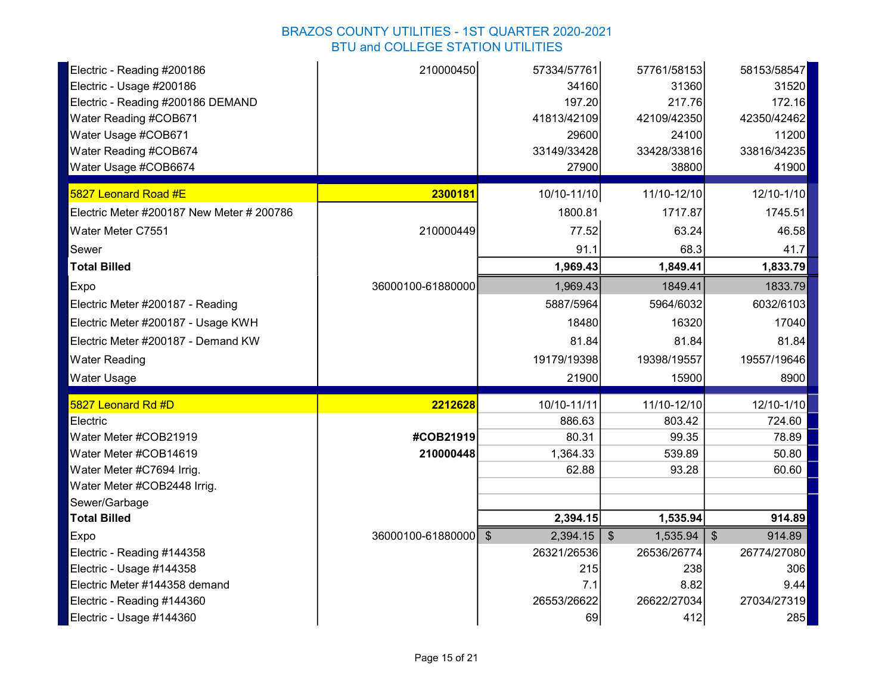## BRAZOS COUNTY UTILITIES - 1ST QUARTER 2020-2021
## BTU and COLLEGE STATION UTILITIES

| | | | | |
|---|---|---|---|---|
| Electric - Reading #200186 | 210000450 | 57334/57761 | 57761/58153 | 58153/58547 |
| Electric - Usage #200186 | | 34160 | 31360 | 31520 |
| Electric - Reading #200186 DEMAND | | 197.20 | 217.76 | 172.16 |
| Water Reading #COB671 | | 41813/42109 | 42109/42350 | 42350/42462 |
| Water Usage #COB671 | | 29600 | 24100 | 11200 |
| Water Reading #COB674 | | 33149/33428 | 33428/33816 | 33816/34235 |
| Water Usage #COB6674 | | 27900 | 38800 | 41900 |
| 5827 Leonard Road #E | **2300181** | 10/10-11/10 | 11/10-12/10 | 12/10-1/10 |
| Electric Meter #200187 New Meter # 200786 | | 1800.81 | 1717.87 | 1745.51 |
| Water Meter C7551 | 210000449 | 77.52 | 63.24 | 46.58 |
| Sewer | | 91.1 | 68.3 | 41.7 |
| **Total Billed** | | **1,969.43** | **1,849.41** | **1,833.79** |
| Expo | 36000100-61880000 | 1,969.43 | 1849.41 | 1833.79 |
| Electric Meter #200187 - Reading | | 5887/5964 | 5964/6032 | 6032/6103 |
| Electric Meter #200187 - Usage KWH | | 18480 | 16320 | 17040 |
| Electric Meter #200187 - Demand KW | | 81.84 | 81.84 | 81.84 |
| Water Reading | | 19179/19398 | 19398/19557 | 19557/19646 |
| Water Usage | | 21900 | 15900 | 8900 |
| 5827 Leonard Rd #D | **2212628** | 10/10-11/11 | 11/10-12/10 | 12/10-1/10 |
| Electric | | 886.63 | 803.42 | 724.60 |
| Water Meter #COB21919 | **#COB21919** | 80.31 | 99.35 | 78.89 |
| Water Meter #COB14619 | **210000448** | 1,364.33 | 539.89 | 50.80 |
| Water Meter #C7694 Irrig. | | 62.88 | 93.28 | 60.60 |
| Water Meter #COB2448 Irrig. | | | | |
| Sewer/Garbage | | | | |
| **Total Billed** | | **2,394.15** | **1,535.94** | **914.89** |
| Expo | 36000100-61880000 | $ 2,394.15 | $ 1,535.94 | $ 914.89 |
| Electric - Reading #144358 | | 26321/26536 | 26536/26774 | 26774/27080 |
| Electric - Usage #144358 | | 215 | 238 | 306 |
| Electric Meter #144358 demand | | 7.1 | 8.82 | 9.44 |
| Electric - Reading #144360 | | 26553/26622 | 26622/27034 | 27034/27319 |
| Electric - Usage #144360 | | 69 | 412 | 285 |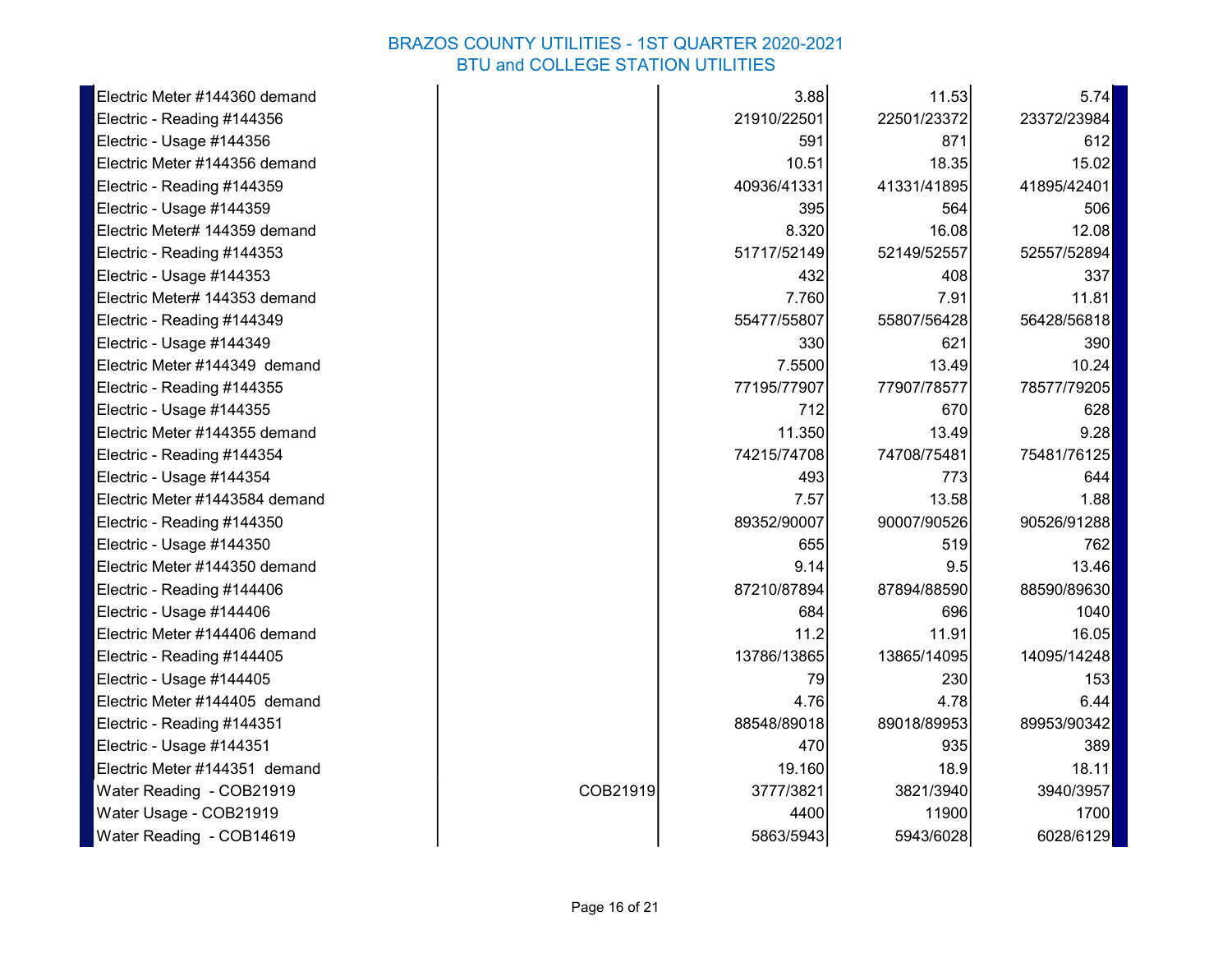# BRAZOS COUNTY UTILITIES - 1ST QUARTER 2020-2021
## BTU and COLLEGE STATION UTILITIES

| | | | | |
|---|---|---|---|---|
| Electric Meter #144360 demand | | 3.88 | 11.53 | 5.74 |
| Electric - Reading #144356 | | 21910/22501 | 22501/23372 | 23372/23984 |
| Electric - Usage #144356 | | 591 | 871 | 612 |
| Electric Meter #144356 demand | | 10.51 | 18.35 | 15.02 |
| Electric - Reading #144359 | | 40936/41331 | 41331/41895 | 41895/42401 |
| Electric - Usage #144359 | | 395 | 564 | 506 |
| Electric Meter# 144359 demand | | 8.320 | 16.08 | 12.08 |
| Electric - Reading #144353 | | 51717/52149 | 52149/52557 | 52557/52894 |
| Electric - Usage #144353 | | 432 | 408 | 337 |
| Electric Meter# 144353 demand | | 7.760 | 7.91 | 11.81 |
| Electric - Reading #144349 | | 55477/55807 | 55807/56428 | 56428/56818 |
| Electric - Usage #144349 | | 330 | 621 | 390 |
| Electric Meter #144349 demand | | 7.5500 | 13.49 | 10.24 |
| Electric - Reading #144355 | | 77195/77907 | 77907/78577 | 78577/79205 |
| Electric - Usage #144355 | | 712 | 670 | 628 |
| Electric Meter #144355 demand | | 11.350 | 13.49 | 9.28 |
| Electric - Reading #144354 | | 74215/74708 | 74708/75481 | 75481/76125 |
| Electric - Usage #144354 | | 493 | 773 | 644 |
| Electric Meter #1443584 demand | | 7.57 | 13.58 | 1.88 |
| Electric - Reading #144350 | | 89352/90007 | 90007/90526 | 90526/91288 |
| Electric - Usage #144350 | | 655 | 519 | 762 |
| Electric Meter #144350 demand | | 9.14 | 9.5 | 13.46 |
| Electric - Reading #144406 | | 87210/87894 | 87894/88590 | 88590/89630 |
| Electric - Usage #144406 | | 684 | 696 | 1040 |
| Electric Meter #144406 demand | | 11.2 | 11.91 | 16.05 |
| Electric - Reading #144405 | | 13786/13865 | 13865/14095 | 14095/14248 |
| Electric - Usage #144405 | | 79 | 230 | 153 |
| Electric Meter #144405 demand | | 4.76 | 4.78 | 6.44 |
| Electric - Reading #144351 | | 88548/89018 | 89018/89953 | 89953/90342 |
| Electric - Usage #144351 | | 470 | 935 | 389 |
| Electric Meter #144351 demand | | 19.160 | 18.9 | 18.11 |
| Water Reading - COB21919 | COB21919 | 3777/3821 | 3821/3940 | 3940/3957 |
| Water Usage - COB21919 | | 4400 | 11900 | 1700 |
| Water Reading - COB14619 | | 5863/5943 | 5943/6028 | 6028/6129 |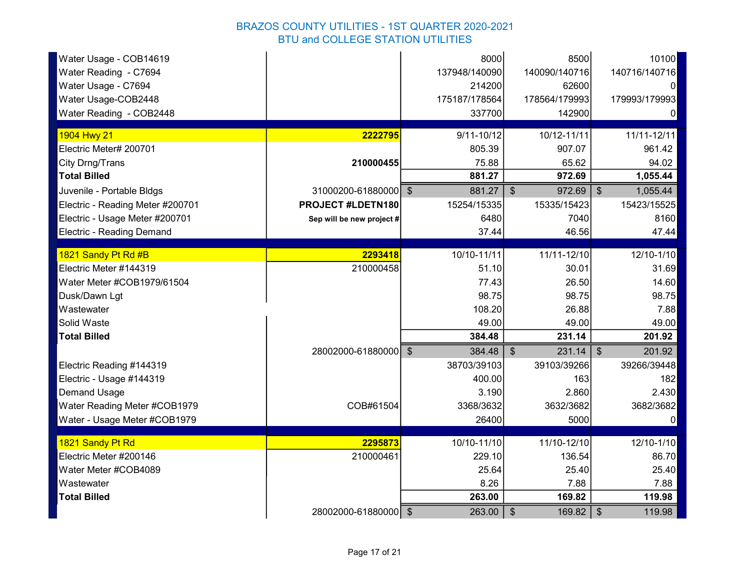# BRAZOS COUNTY UTILITIES - 1ST QUARTER 2020-2021
## BTU and COLLEGE STATION UTILITIES

| | | | | |
|---|---|---|---|---|
| Water Usage - COB14619 | | 8000 | 8500 | 10100 |
| Water Reading - C7694 | | 137948/140090 | 140090/140716 | 140716/140716 |
| Water Usage - C7694 | | 214200 | 62600 | 0 |
| Water Usage-COB2448 | | 175187/178564 | 178564/179993 | 179993/179993 |
| Water Reading - COB2448 | | 337700 | 142900 | 0 |
| | | | | |
| 1904 Hwy 21 | **2222795** | 9/11-10/12 | 10/12-11/11 | 11/11-12/11 |
| Electric Meter# 200701 | | 805.39 | 907.07 | 961.42 |
| City Drng/Trans | **210000455** | 75.88 | 65.62 | 94.02 |
| **Total Billed** | | **881.27** | **972.69** | **1,055.44** |
| Juvenile - Portable Bldgs | 31000200-61880000 | $ 881.27 | $ 972.69 | $ 1,055.44 |
| Electric - Reading Meter #200701 | **PROJECT #LDETN180** | 15254/15335 | 15335/15423 | 15423/15525 |
| Electric - Usage Meter #200701 | **Sep will be new project #** | 6480 | 7040 | 8160 |
| Electric - Reading Demand | | 37.44 | 46.56 | 47.44 |
| | | | | |
| 1821 Sandy Pt Rd #B | **2293418** | 10/10-11/11 | 11/11-12/10 | 12/10-1/10 |
| Electric Meter #144319 | 210000458 | 51.10 | 30.01 | 31.69 |
| Water Meter #COB1979/61504 | | 77.43 | 26.50 | 14.60 |
| Dusk/Dawn Lgt | | 98.75 | 98.75 | 98.75 |
| Wastewater | | 108.20 | 26.88 | 7.88 |
| Solid Waste | | 49.00 | 49.00 | 49.00 |
| **Total Billed** | | **384.48** | **231.14** | **201.92** |
| | 28002000-61880000 | $ 384.48 | $ 231.14 | $ 201.92 |
| Electric Reading #144319 | | 38703/39103 | 39103/39266 | 39266/39448 |
| Electric - Usage #144319 | | 400.00 | 163 | 182 |
| Demand Usage | | 3.190 | 2.860 | 2.430 |
| Water Reading Meter #COB1979 | COB#61504 | 3368/3632 | 3632/3682 | 3682/3682 |
| Water - Usage Meter #COB1979 | | 26400 | 5000 | 0 |
| | | | | |
| 1821 Sandy Pt Rd | **2295873** | 10/10-11/10 | 11/10-12/10 | 12/10-1/10 |
| Electric Meter #200146 | 210000461 | 229.10 | 136.54 | 86.70 |
| Water Meter #COB4089 | | 25.64 | 25.40 | 25.40 |
| Wastewater | | 8.26 | 7.88 | 7.88 |
| **Total Billed** | | **263.00** | **169.82** | **119.98** |
| | 28002000-61880000 | $ 263.00 | $ 169.82 | $ 119.98 |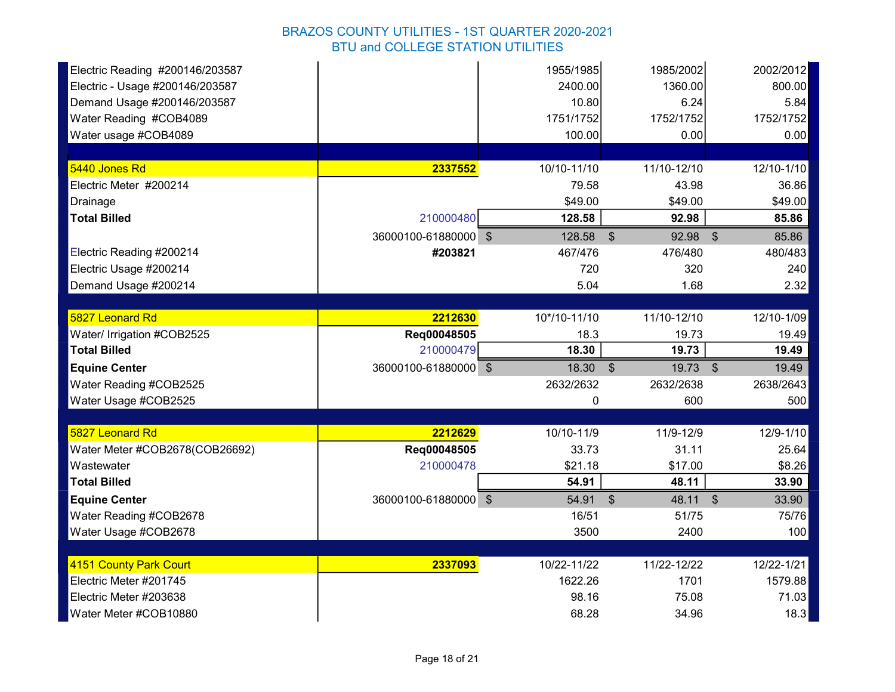BRAZOS COUNTY UTILITIES - 1ST QUARTER 2020-2021
BTU and COLLEGE STATION UTILITIES

| | | | | |
|---|---|---|---|---|
| Electric Reading #200146/203587 | | 1955/1985 | 1985/2002 | 2002/2012 |
| Electric - Usage #200146/203587 | | 2400.00 | 1360.00 | 800.00 |
| Demand Usage #200146/203587 | | 10.80 | 6.24 | 5.84 |
| Water Reading #COB4089 | | 1751/1752 | 1752/1752 | 1752/1752 |
| Water usage #COB4089 | | 100.00 | 0.00 | 0.00 |
| | | | | |
| 5440 Jones Rd | **2337552** | 10/10-11/10 | 11/10-12/10 | 12/10-1/10 |
| Electric Meter #200214 | | 79.58 | 43.98 | 36.86 |
| Drainage | | $49.00 | $49.00 | $49.00 |
| **Total Billed** | 210000480 | **128.58** | **92.98** | **85.86** |
| | 36000100-61880000 | $ 128.58 | $ 92.98 | $ 85.86 |
| Electric Reading #200214 | **#203821** | 467/476 | 476/480 | 480/483 |
| Electric Usage #200214 | | 720 | 320 | 240 |
| Demand Usage #200214 | | 5.04 | 1.68 | 2.32 |
| | | | | |
| 5827 Leonard Rd | **2212630** | 10*/10-11/10 | 11/10-12/10 | 12/10-1/09 |
| Water/ Irrigation #COB2525 | **Req00048505** | 18.3 | 19.73 | 19.49 |
| **Total Billed** | 210000479 | **18.30** | **19.73** | **19.49** |
| **Equine Center** | 36000100-61880000 | $ 18.30 | $ 19.73 | $ 19.49 |
| Water Reading #COB2525 | | 2632/2632 | 2632/2638 | 2638/2643 |
| Water Usage #COB2525 | | 0 | 600 | 500 |
| | | | | |
| 5827 Leonard Rd | **2212629** | 10/10-11/9 | 11/9-12/9 | 12/9-1/10 |
| Water Meter #COB2678(COB26692) | **Req00048505** | 33.73 | 31.11 | 25.64 |
| Wastewater | 210000478 | $21.18 | $17.00 | $8.26 |
| **Total Billed** | | **54.91** | **48.11** | **33.90** |
| **Equine Center** | 36000100-61880000 | $ 54.91 | $ 48.11 | $ 33.90 |
| Water Reading #COB2678 | | 16/51 | 51/75 | 75/76 |
| Water Usage #COB2678 | | 3500 | 2400 | 100 |
| | | | | |
| 4151 County Park Court | **2337093** | 10/22-11/22 | 11/22-12/22 | 12/22-1/21 |
| Electric Meter #201745 | | 1622.26 | 1701 | 1579.88 |
| Electric Meter #203638 | | 98.16 | 75.08 | 71.03 |
| Water Meter #COB10880 | | 68.28 | 34.96 | 18.3 |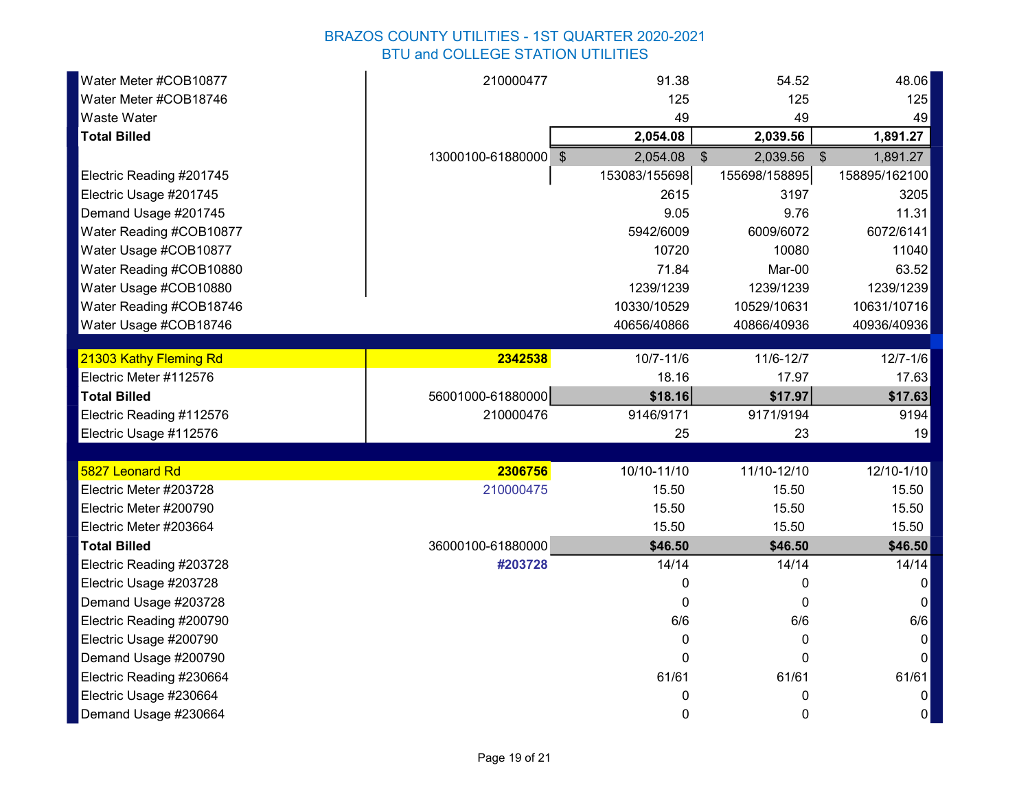# BRAZOS COUNTY UTILITIES - 1ST QUARTER 2020-2021

## BTU and COLLEGE STATION UTILITIES

| | | | | |
|---|---|---|---|---|
| Water Meter #COB10877 | 210000477 | 91.38 | 54.52 | 48.06 |
| Water Meter #COB18746 | | 125 | 125 | 125 |
| Waste Water | | 49 | 49 | 49 |
| **Total Billed** | | **2,054.08** | **2,039.56** | **1,891.27** |
| | 13000100-61880000 | $ 2,054.08 | $ 2,039.56 | $ 1,891.27 |
| Electric Reading #201745 | | 153083/155698 | 155698/158895 | 158895/162100 |
| Electric Usage #201745 | | 2615 | 3197 | 3205 |
| Demand Usage #201745 | | 9.05 | 9.76 | 11.31 |
| Water Reading #COB10877 | | 5942/6009 | 6009/6072 | 6072/6141 |
| Water Usage #COB10877 | | 10720 | 10080 | 11040 |
| Water Reading #COB10880 | | 71.84 | Mar-00 | 63.52 |
| Water Usage #COB10880 | | 1239/1239 | 1239/1239 | 1239/1239 |
| Water Reading #COB18746 | | 10330/10529 | 10529/10631 | 10631/10716 |
| Water Usage #COB18746 | | 40656/40866 | 40866/40936 | 40936/40936 |

| | | | | |
|---|---|---|---|---|
| 21303 Kathy Fleming Rd | **2342538** | 10/7-11/6 | 11/6-12/7 | 12/7-1/6 |
| Electric Meter #112576 | | 18.16 | 17.97 | 17.63 |
| **Total Billed** | 56001000-61880000 | **$18.16** | **$17.97** | **$17.63** |
| Electric Reading #112576 | 210000476 | 9146/9171 | 9171/9194 | 9194 |
| Electric Usage #112576 | | 25 | 23 | 19 |

| | | | | |
|---|---|---|---|---|
| 5827 Leonard Rd | **2306756** | 10/10-11/10 | 11/10-12/10 | 12/10-1/10 |
| Electric Meter #203728 | 210000475 | 15.50 | 15.50 | 15.50 |
| Electric Meter #200790 | | 15.50 | 15.50 | 15.50 |
| Electric Meter #203664 | | 15.50 | 15.50 | 15.50 |
| **Total Billed** | 36000100-61880000 | **$46.50** | **$46.50** | **$46.50** |
| Electric Reading #203728 | **#203728** | 14/14 | 14/14 | 14/14 |
| Electric Usage #203728 | | 0 | 0 | 0 |
| Demand Usage #203728 | | 0 | 0 | 0 |
| Electric Reading #200790 | | 6/6 | 6/6 | 6/6 |
| Electric Usage #200790 | | 0 | 0 | 0 |
| Demand Usage #200790 | | 0 | 0 | 0 |
| Electric Reading #230664 | | 61/61 | 61/61 | 61/61 |
| Electric Usage #230664 | | 0 | 0 | 0 |
| Demand Usage #230664 | | 0 | 0 | 0 |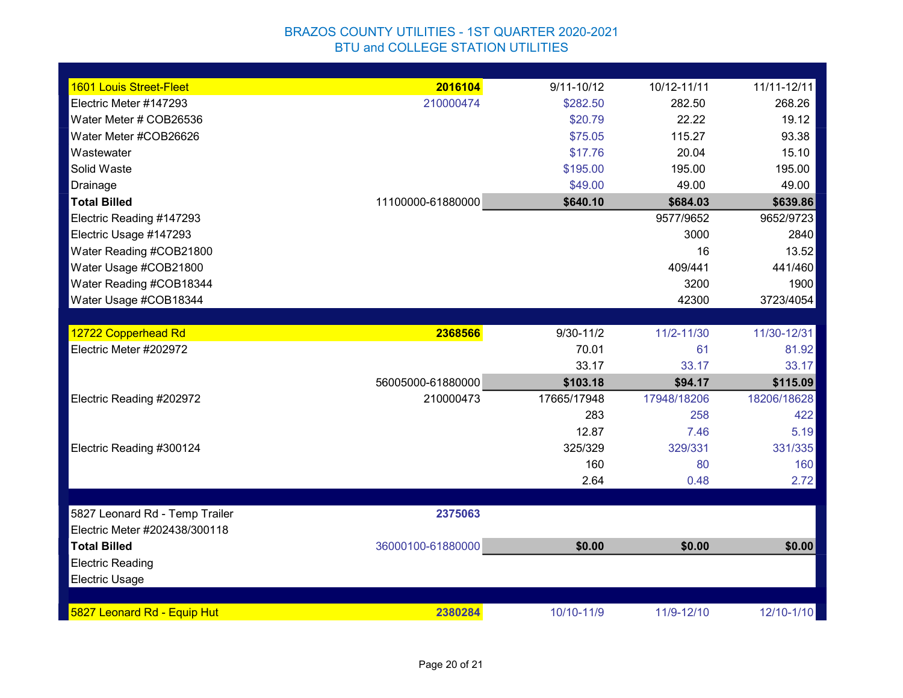# BRAZOS COUNTY UTILITIES - 1ST QUARTER 2020-2021
## BTU and COLLEGE STATION UTILITIES

| | | | | |
|---|---|---|---|---|
| 1601 Louis Street-Fleet | **2016104** | 9/11-10/12 | 10/12-11/11 | 11/11-12/11 |
| Electric Meter #147293 | 210000474 | $282.50 | 282.50 | 268.26 |
| Water Meter # COB26536 | | $20.79 | 22.22 | 19.12 |
| Water Meter #COB26626 | | $75.05 | 115.27 | 93.38 |
| Wastewater | | $17.76 | 20.04 | 15.10 |
| Solid Waste | | $195.00 | 195.00 | 195.00 |
| Drainage | | $49.00 | 49.00 | 49.00 |
| **Total Billed** | 11100000-61880000 | **$640.10** | **$684.03** | **$639.86** |
| Electric Reading #147293 | | | 9577/9652 | 9652/9723 |
| Electric Usage #147293 | | | 3000 | 2840 |
| Water Reading #COB21800 | | | 16 | 13.52 |
| Water Usage #COB21800 | | | 409/441 | 441/460 |
| Water Reading #COB18344 | | | 3200 | 1900 |
| Water Usage #COB18344 | | | 42300 | 3723/4054 |
| | | | | |
| 12722 Copperhead Rd | **2368566** | 9/30-11/2 | 11/2-11/30 | 11/30-12/31 |
| Electric Meter #202972 | | 70.01 | 61 | 81.92 |
| | | 33.17 | 33.17 | 33.17 |
| | 56005000-61880000 | **$103.18** | **$94.17** | **$115.09** |
| Electric Reading #202972 | 210000473 | 17665/17948 | 17948/18206 | 18206/18628 |
| | | 283 | 258 | 422 |
| | | 12.87 | 7.46 | 5.19 |
| Electric Reading #300124 | | 325/329 | 329/331 | 331/335 |
| | | 160 | 80 | 160 |
| | | 2.64 | 0.48 | 2.72 |
| | | | | |
| 5827 Leonard Rd - Temp Trailer | **2375063** | | | |
| Electric Meter #202438/300118 | | | | |
| **Total Billed** | 36000100-61880000 | **$0.00** | **$0.00** | **$0.00** |
| Electric Reading | | | | |
| Electric Usage | | | | |
| | | | | |
| 5827 Leonard Rd - Equip Hut | **2380284** | 10/10-11/9 | 11/9-12/10 | 12/10-1/10 |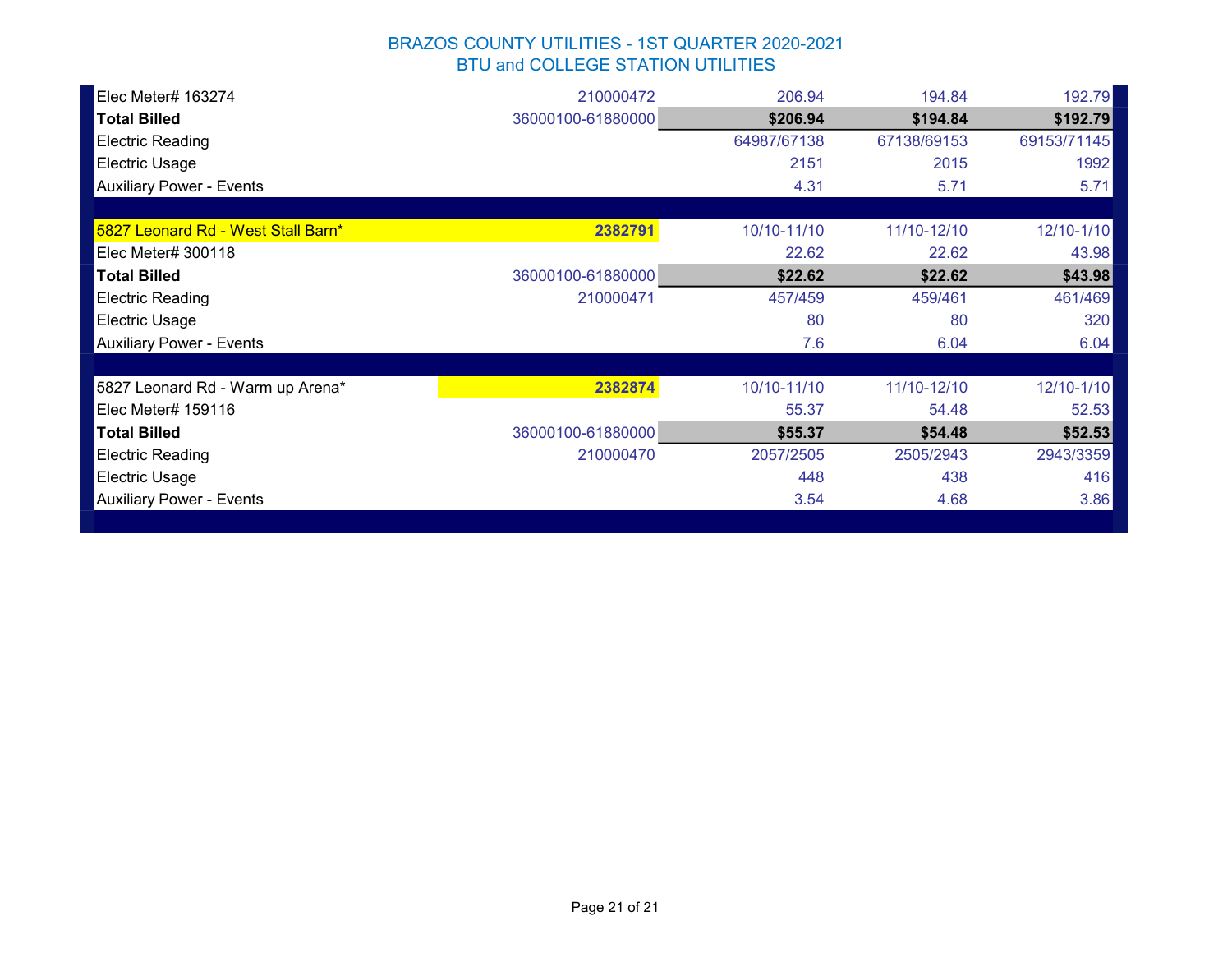# BRAZOS COUNTY UTILITIES - 1ST QUARTER 2020-2021
## BTU and COLLEGE STATION UTILITIES

| | | | | |
|---|---|---|---|---|
| Elec Meter# 163274 | 210000472 | 206.94 | 194.84 | 192.79 |
| **Total Billed** | 36000100-61880000 | **$206.94** | **$194.84** | **$192.79** |
| Electric Reading | | 64987/67138 | 67138/69153 | 69153/71145 |
| Electric Usage | | 2151 | 2015 | 1992 |
| Auxiliary Power - Events | | 4.31 | 5.71 | 5.71 |
| | | | | |
| 5827 Leonard Rd - West Stall Barn* | **2382791** | 10/10-11/10 | 11/10-12/10 | 12/10-1/10 |
| Elec Meter# 300118 | | 22.62 | 22.62 | 43.98 |
| **Total Billed** | 36000100-61880000 | **$22.62** | **$22.62** | **$43.98** |
| Electric Reading | 210000471 | 457/459 | 459/461 | 461/469 |
| Electric Usage | | 80 | 80 | 320 |
| Auxiliary Power - Events | | 7.6 | 6.04 | 6.04 |
| | | | | |
| 5827 Leonard Rd - Warm up Arena* | **2382874** | 10/10-11/10 | 11/10-12/10 | 12/10-1/10 |
| Elec Meter# 159116 | | 55.37 | 54.48 | 52.53 |
| **Total Billed** | 36000100-61880000 | **$55.37** | **$54.48** | **$52.53** |
| Electric Reading | 210000470 | 2057/2505 | 2505/2943 | 2943/3359 |
| Electric Usage | | 448 | 438 | 416 |
| Auxiliary Power - Events | | 3.54 | 4.68 | 3.86 |